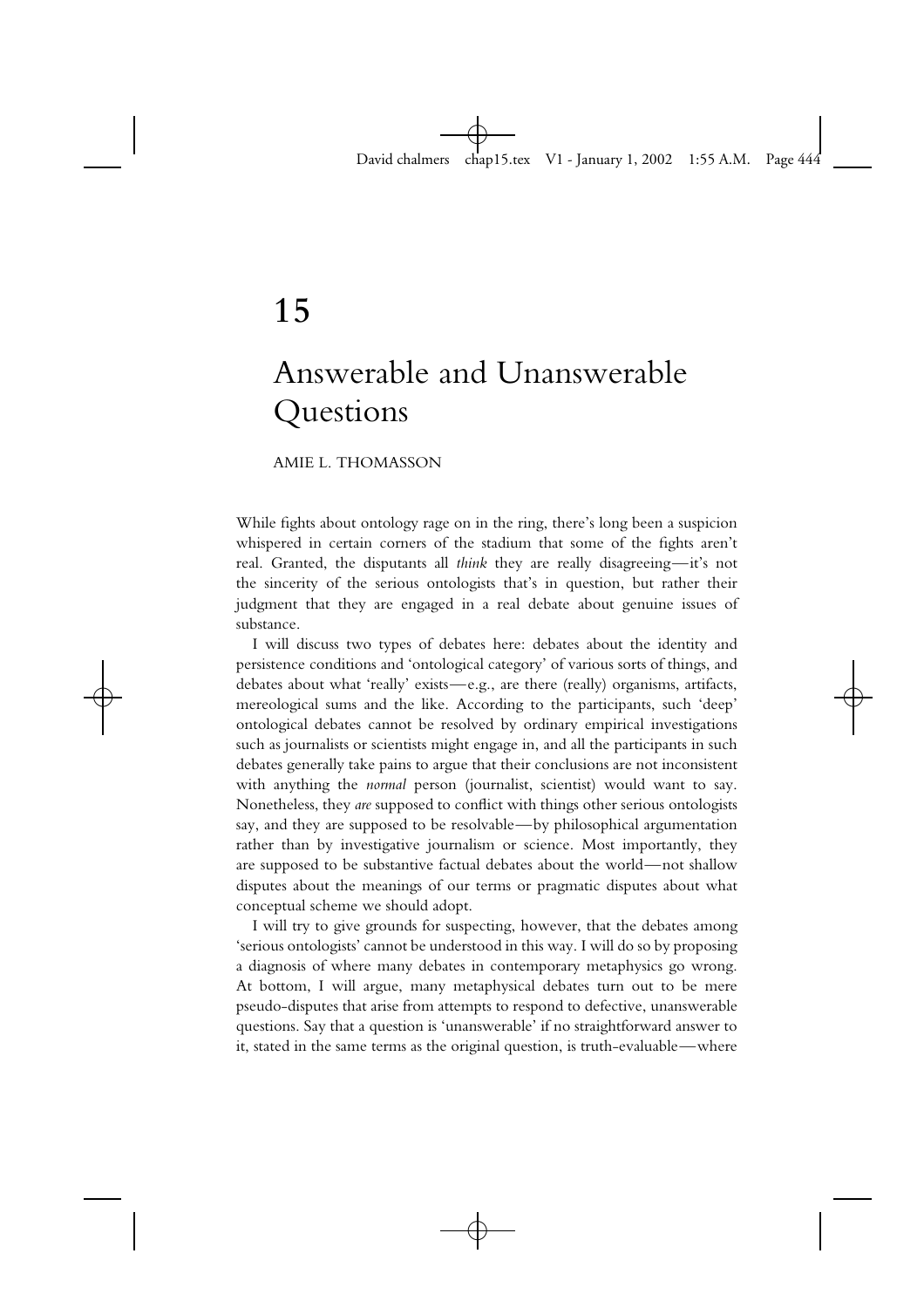# 15

# Answerable and Unanswerable Questions

AMIE L. THOMASSON

While fights about ontology rage on in the ring, there's long been a suspicion whispered in certain corners of the stadium that some of the fights aren't real. Granted, the disputants all *think* they are really disagreeing—it's not the sincerity of the serious ontologists that's in question, but rather their judgment that they are engaged in a real debate about genuine issues of substance.

I will discuss two types of debates here: debates about the identity and persistence conditions and 'ontological category' of various sorts of things, and debates about what 'really' exists—e.g., are there (really) organisms, artifacts, mereological sums and the like. According to the participants, such 'deep' ontological debates cannot be resolved by ordinary empirical investigations such as journalists or scientists might engage in, and all the participants in such debates generally take pains to argue that their conclusions are not inconsistent with anything the *normal* person (journalist, scientist) would want to say. Nonetheless, they *are* supposed to conflict with things other serious ontologists say, and they are supposed to be resolvable—by philosophical argumentation rather than by investigative journalism or science. Most importantly, they are supposed to be substantive factual debates about the world—not shallow disputes about the meanings of our terms or pragmatic disputes about what conceptual scheme we should adopt.

I will try to give grounds for suspecting, however, that the debates among 'serious ontologists' cannot be understood in this way. I will do so by proposing a diagnosis of where many debates in contemporary metaphysics go wrong. At bottom, I will argue, many metaphysical debates turn out to be mere pseudo-disputes that arise from attempts to respond to defective, unanswerable questions. Say that a question is 'unanswerable' if no straightforward answer to it, stated in the same terms as the original question, is truth-evaluable—where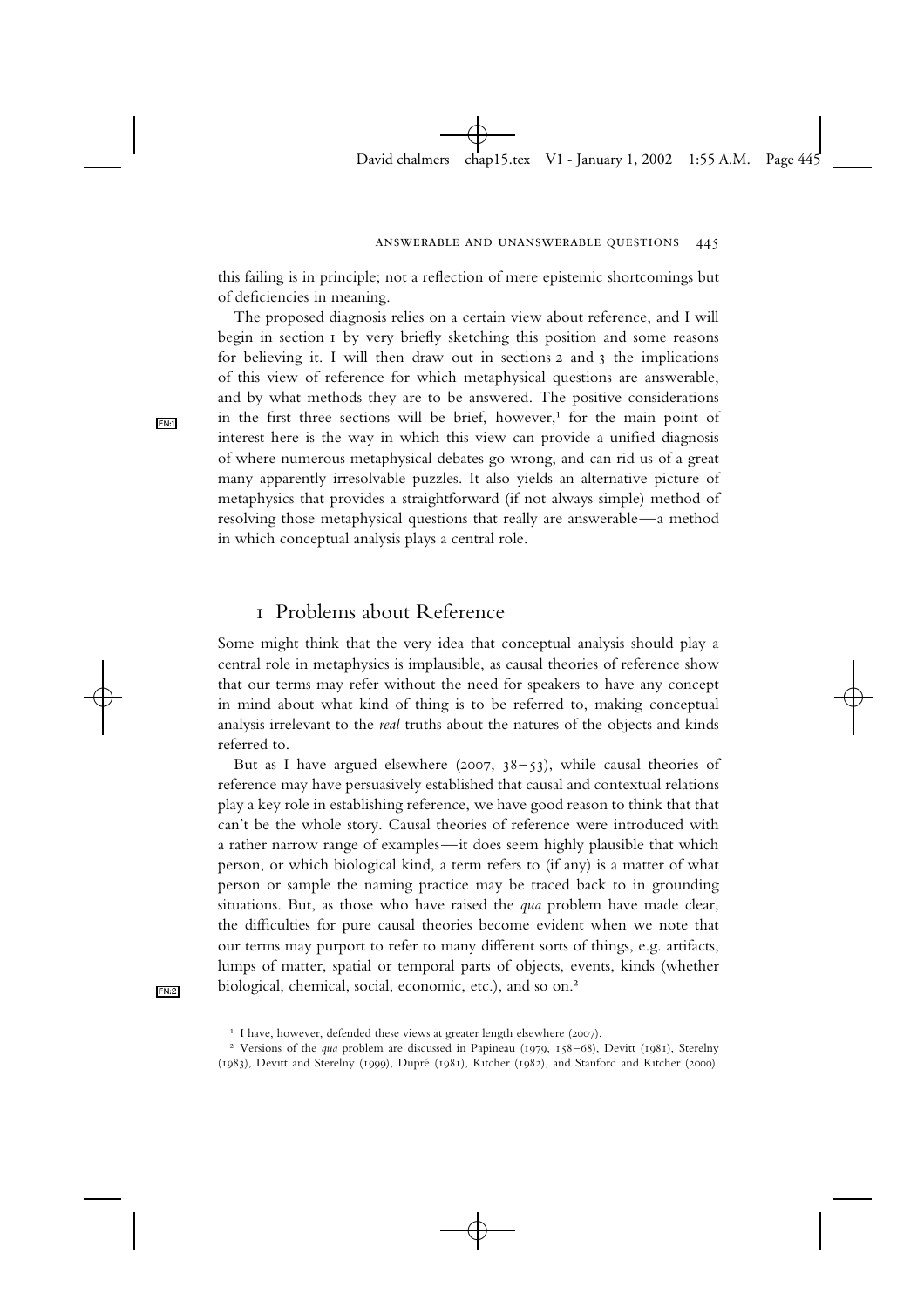this failing is in principle; not a reflection of mere epistemic shortcomings but of deficiencies in meaning.

The proposed diagnosis relies on a certain view about reference, and I will begin in section 1 by very briefly sketching this position and some reasons for believing it. I will then draw out in sections 2 and 3 the implications of this view of reference for which metaphysical questions are answerable, and by what methods they are to be answered. The positive considerations in the first three sections will be brief, however,[1] for the main point of interest here is the way in which this view can provide a unified diagnosis of where numerous metaphysical debates go wrong, and can rid us of a great many apparently irresolvable puzzles. It also yields an alternative picture of metaphysics that provides a straightforward (if not always simple) method of resolving those metaphysical questions that really are answerable—a method in which conceptual analysis plays a central role.

## 1 Problems about Reference

Some might think that the very idea that conceptual analysis should play a central role in metaphysics is implausible, as causal theories of reference show that our terms may refer without the need for speakers to have any concept in mind about what kind of thing is to be referred to, making conceptual analysis irrelevant to the *real* truths about the natures of the objects and kinds referred to.

But as I have argued elsewhere (2007, 38–53), while causal theories of reference may have persuasively established that causal and contextual relations play a key role in establishing reference, we have good reason to think that that can't be the whole story. Causal theories of reference were introduced with a rather narrow range of examples—it does seem highly plausible that which person, or which biological kind, a term refers to (if any) is a matter of what person or sample the naming practice may be traced back to in grounding situations. But, as those who have raised the *qua* problem have made clear, the difficulties for pure causal theories become evident when we note that our terms may purport to refer to many different sorts of things, e.g. artifacts, lumps of matter, spatial or temporal parts of objects, events, kinds (whether biological, chemical, social, economic, etc.), and so on.[2]

[1] I have, however, defended these views at greater length elsewhere (2007).

[2] Versions of the *qua* problem are discussed in Papineau (1979, 158–68), Devitt (1981), Sterelny (1983), Devitt and Sterelny (1999), Dupré (1981), Kitcher (1982), and Stanford and Kitcher (2000).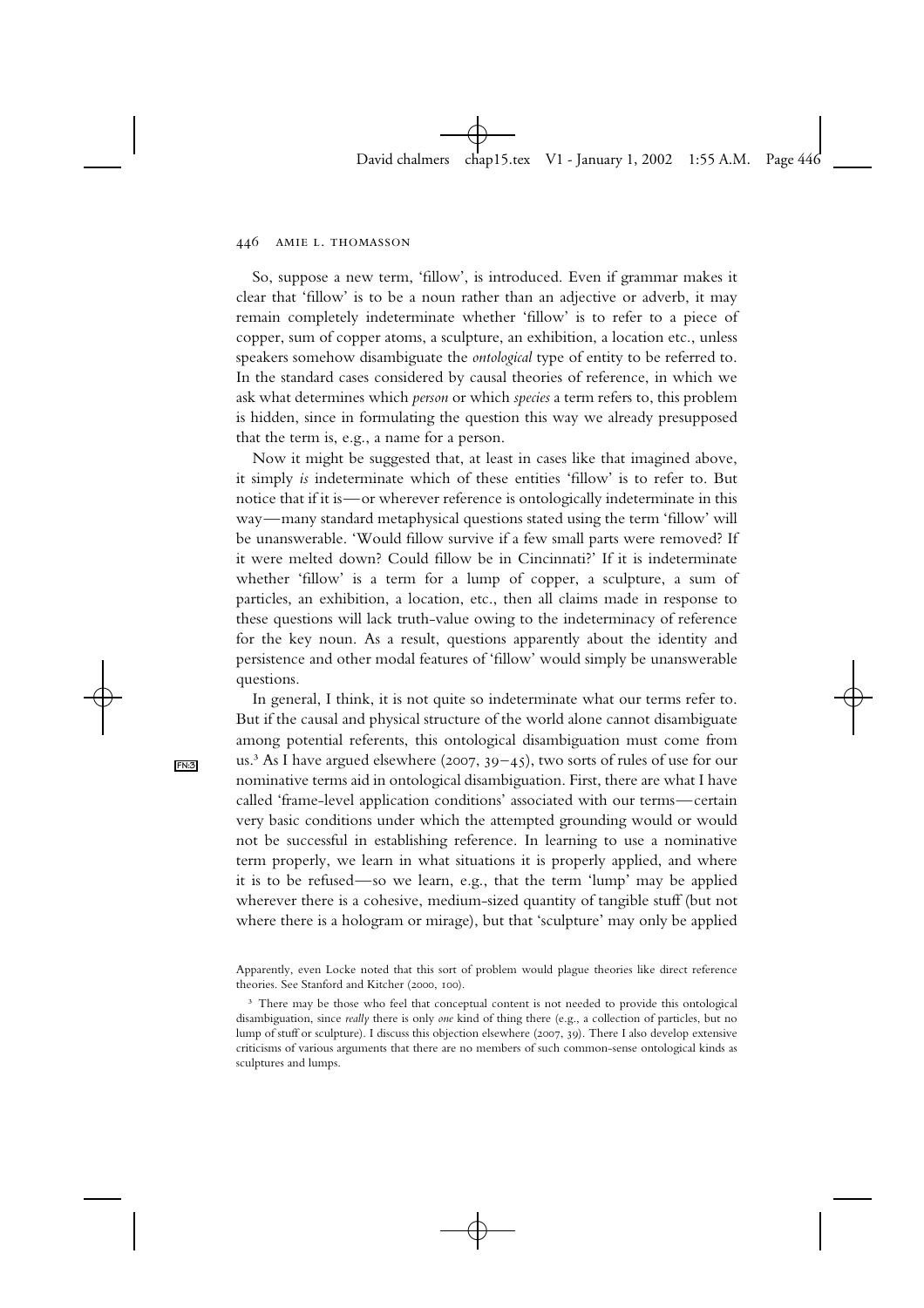So, suppose a new term, 'fillow', is introduced. Even if grammar makes it clear that 'fillow' is to be a noun rather than an adjective or adverb, it may remain completely indeterminate whether 'fillow' is to refer to a piece of copper, sum of copper atoms, a sculpture, an exhibition, a location etc., unless speakers somehow disambiguate the *ontological* type of entity to be referred to. In the standard cases considered by causal theories of reference, in which we ask what determines which *person* or which *species* a term refers to, this problem is hidden, since in formulating the question this way we already presupposed that the term is, e.g., a name for a person.

Now it might be suggested that, at least in cases like that imagined above, it simply *is* indeterminate which of these entities 'fillow' is to refer to. But notice that if it is—or wherever reference is ontologically indeterminate in this way—many standard metaphysical questions stated using the term 'fillow' will be unanswerable. 'Would fillow survive if a few small parts were removed? If it were melted down? Could fillow be in Cincinnati?' If it is indeterminate whether 'fillow' is a term for a lump of copper, a sculpture, a sum of particles, an exhibition, a location, etc., then all claims made in response to these questions will lack truth-value owing to the indeterminacy of reference for the key noun. As a result, questions apparently about the identity and persistence and other modal features of 'fillow' would simply be unanswerable questions.

In general, I think, it is not quite so indeterminate what our terms refer to. But if the causal and physical structure of the world alone cannot disambiguate among potential referents, this ontological disambiguation must come from us.[3] As I have argued elsewhere (2007, 39–45), two sorts of rules of use for our nominative terms aid in ontological disambiguation. First, there are what I have called 'frame-level application conditions' associated with our terms—certain very basic conditions under which the attempted grounding would or would not be successful in establishing reference. In learning to use a nominative term properly, we learn in what situations it is properly applied, and where it is to be refused—so we learn, e.g., that the term 'lump' may be applied wherever there is a cohesive, medium-sized quantity of tangible stuff (but not where there is a hologram or mirage), but that 'sculpture' may only be applied

Apparently, even Locke noted that this sort of problem would plague theories like direct reference theories. See Stanford and Kitcher (2000, 100).

[3] There may be those who feel that conceptual content is not needed to provide this ontological disambiguation, since *really* there is only *one* kind of thing there (e.g., a collection of particles, but no lump of stuff or sculpture). I discuss this objection elsewhere (2007, 39). There I also develop extensive criticisms of various arguments that there are no members of such common-sense ontological kinds as sculptures and lumps.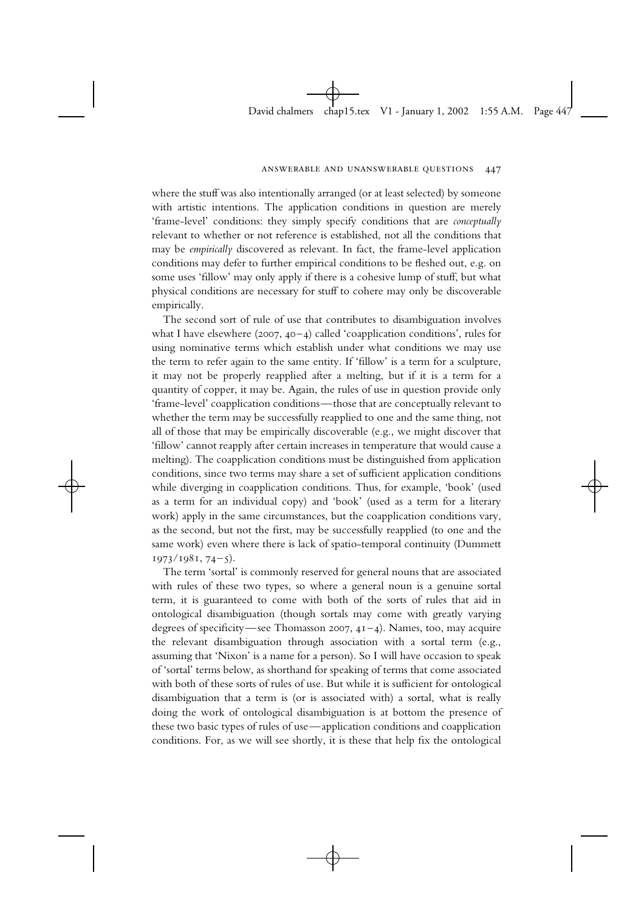where the stuff was also intentionally arranged (or at least selected) by someone with artistic intentions. The application conditions in question are merely 'frame-level' conditions: they simply specify conditions that are *conceptually* relevant to whether or not reference is established, not all the conditions that may be *empirically* discovered as relevant. In fact, the frame-level application conditions may defer to further empirical conditions to be fleshed out, e.g. on some uses 'fillow' may only apply if there is a cohesive lump of stuff, but what physical conditions are necessary for stuff to cohere may only be discoverable empirically.

The second sort of rule of use that contributes to disambiguation involves what I have elsewhere (2007, 40–4) called 'coapplication conditions', rules for using nominative terms which establish under what conditions we may use the term to refer again to the same entity. If 'fillow' is a term for a sculpture, it may not be properly reapplied after a melting, but if it is a term for a quantity of copper, it may be. Again, the rules of use in question provide only 'frame-level' coapplication conditions—those that are conceptually relevant to whether the term may be successfully reapplied to one and the same thing, not all of those that may be empirically discoverable (e.g., we might discover that 'fillow' cannot reapply after certain increases in temperature that would cause a melting). The coapplication conditions must be distinguished from application conditions, since two terms may share a set of sufficient application conditions while diverging in coapplication conditions. Thus, for example, 'book' (used as a term for an individual copy) and 'book' (used as a term for a literary work) apply in the same circumstances, but the coapplication conditions vary, as the second, but not the first, may be successfully reapplied (to one and the same work) even where there is lack of spatio-temporal continuity (Dummett 1973/1981, 74–5).

The term 'sortal' is commonly reserved for general nouns that are associated with rules of these two types, so where a general noun is a genuine sortal term, it is guaranteed to come with both of the sorts of rules that aid in ontological disambiguation (though sortals may come with greatly varying degrees of specificity—see Thomasson 2007, 41–4). Names, too, may acquire the relevant disambiguation through association with a sortal term (e.g., assuming that 'Nixon' is a name for a person). So I will have occasion to speak of 'sortal' terms below, as shorthand for speaking of terms that come associated with both of these sorts of rules of use. But while it is sufficient for ontological disambiguation that a term is (or is associated with) a sortal, what is really doing the work of ontological disambiguation is at bottom the presence of these two basic types of rules of use—application conditions and coapplication conditions. For, as we will see shortly, it is these that help fix the ontological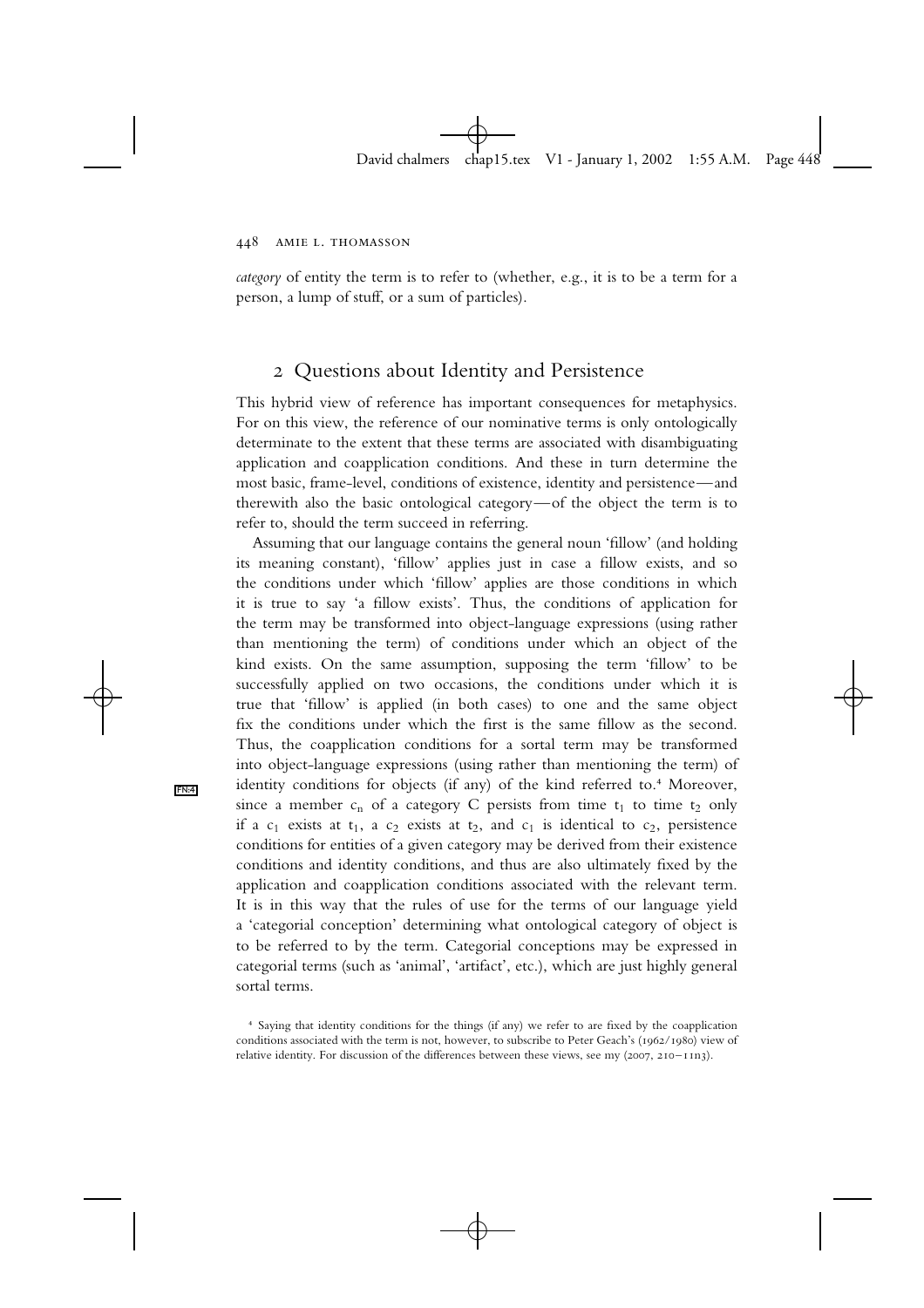*category* of entity the term is to refer to (whether, e.g., it is to be a term for a person, a lump of stuff, or a sum of particles).

## 2 Questions about Identity and Persistence

This hybrid view of reference has important consequences for metaphysics. For on this view, the reference of our nominative terms is only ontologically determinate to the extent that these terms are associated with disambiguating application and coapplication conditions. And these in turn determine the most basic, frame-level, conditions of existence, identity and persistence—and therewith also the basic ontological category—of the object the term is to refer to, should the term succeed in referring.

Assuming that our language contains the general noun 'fillow' (and holding its meaning constant), 'fillow' applies just in case a fillow exists, and so the conditions under which 'fillow' applies are those conditions in which it is true to say 'a fillow exists'. Thus, the conditions of application for the term may be transformed into object-language expressions (using rather than mentioning the term) of conditions under which an object of the kind exists. On the same assumption, supposing the term 'fillow' to be successfully applied on two occasions, the conditions under which it is true that 'fillow' is applied (in both cases) to one and the same object fix the conditions under which the first is the same fillow as the second. Thus, the coapplication conditions for a sortal term may be transformed into object-language expressions (using rather than mentioning the term) of identity conditions for objects (if any) of the kind referred to.[4] Moreover, since a member $c_n$ of a category C persists from time $t_1$ to time $t_2$ only if a $c_1$ exists at $t_1$, a $c_2$ exists at $t_2$, and $c_1$ is identical to $c_2$, persistence conditions for entities of a given category may be derived from their existence conditions and identity conditions, and thus are also ultimately fixed by the application and coapplication conditions associated with the relevant term. It is in this way that the rules of use for the terms of our language yield a 'categorial conception' determining what ontological category of object is to be referred to by the term. Categorial conceptions may be expressed in categorial terms (such as 'animal', 'artifact', etc.), which are just highly general sortal terms.

[4] Saying that identity conditions for the things (if any) we refer to are fixed by the coapplication conditions associated with the term is not, however, to subscribe to Peter Geach's (1962/1980) view of relative identity. For discussion of the differences between these views, see my (2007, 210–11n3).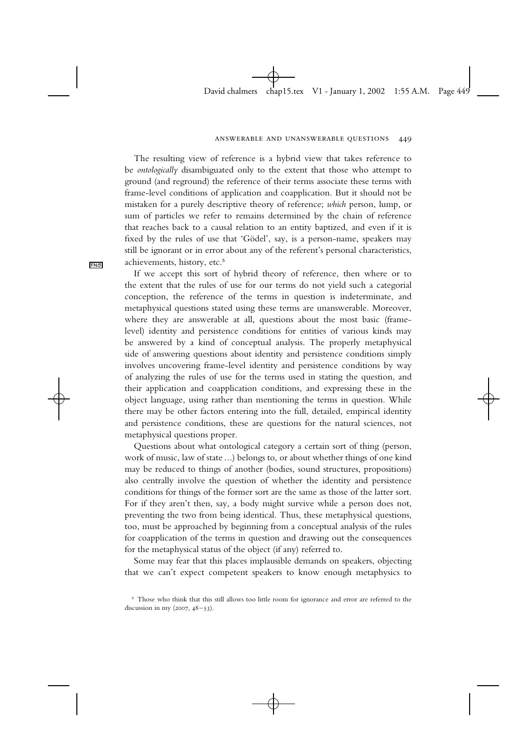The resulting view of reference is a hybrid view that takes reference to be *ontologically* disambiguated only to the extent that those who attempt to ground (and reground) the reference of their terms associate these terms with frame-level conditions of application and coapplication. But it should not be mistaken for a purely descriptive theory of reference; *which* person, lump, or sum of particles we refer to remains determined by the chain of reference that reaches back to a causal relation to an entity baptized, and even if it is fixed by the rules of use that 'Gödel', say, is a person-name, speakers may still be ignorant or in error about any of the referent's personal characteristics, achievements, history, etc.[5]

If we accept this sort of hybrid theory of reference, then where or to the extent that the rules of use for our terms do not yield such a categorial conception, the reference of the terms in question is indeterminate, and metaphysical questions stated using these terms are unanswerable. Moreover, where they are answerable at all, questions about the most basic (frame-level) identity and persistence conditions for entities of various kinds may be answered by a kind of conceptual analysis. The properly metaphysical side of answering questions about identity and persistence conditions simply involves uncovering frame-level identity and persistence conditions by way of analyzing the rules of use for the terms used in stating the question, and their application and coapplication conditions, and expressing these in the object language, using rather than mentioning the terms in question. While there may be other factors entering into the full, detailed, empirical identity and persistence conditions, these are questions for the natural sciences, not metaphysical questions proper.

Questions about what ontological category a certain sort of thing (person, work of music, law of state ...) belongs to, or about whether things of one kind may be reduced to things of another (bodies, sound structures, propositions) also centrally involve the question of whether the identity and persistence conditions for things of the former sort are the same as those of the latter sort. For if they aren't then, say, a body might survive while a person does not, preventing the two from being identical. Thus, these metaphysical questions, too, must be approached by beginning from a conceptual analysis of the rules for coapplication of the terms in question and drawing out the consequences for the metaphysical status of the object (if any) referred to.

Some may fear that this places implausible demands on speakers, objecting that we can't expect competent speakers to know enough metaphysics to

[5] Those who think that this still allows too little room for ignorance and error are referred to the discussion in my (2007, 48–53).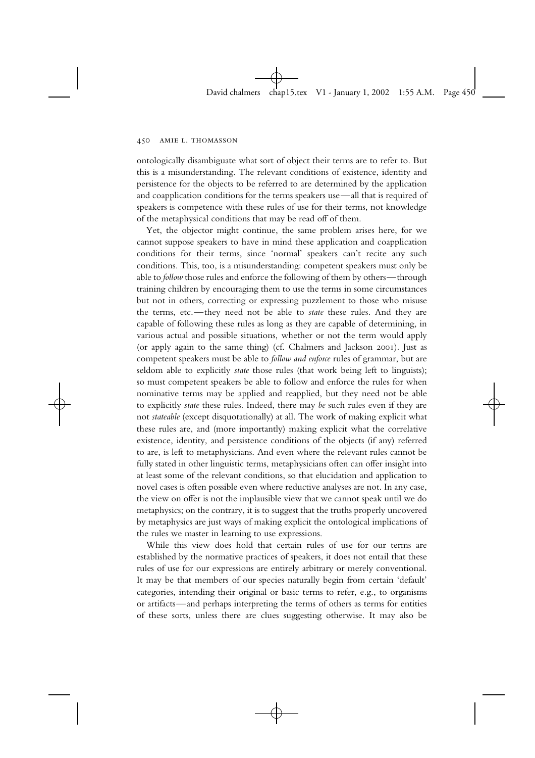ontologically disambiguate what sort of object their terms are to refer to. But this is a misunderstanding. The relevant conditions of existence, identity and persistence for the objects to be referred to are determined by the application and coapplication conditions for the terms speakers use—all that is required of speakers is competence with these rules of use for their terms, not knowledge of the metaphysical conditions that may be read off of them.

Yet, the objector might continue, the same problem arises here, for we cannot suppose speakers to have in mind these application and coapplication conditions for their terms, since 'normal' speakers can't recite any such conditions. This, too, is a misunderstanding: competent speakers must only be able to *follow* those rules and enforce the following of them by others—through training children by encouraging them to use the terms in some circumstances but not in others, correcting or expressing puzzlement to those who misuse the terms, etc.—they need not be able to *state* these rules. And they are capable of following these rules as long as they are capable of determining, in various actual and possible situations, whether or not the term would apply (or apply again to the same thing) (cf. Chalmers and Jackson 2001). Just as competent speakers must be able to *follow and enforce* rules of grammar, but are seldom able to explicitly *state* those rules (that work being left to linguists); so must competent speakers be able to follow and enforce the rules for when nominative terms may be applied and reapplied, but they need not be able to explicitly *state* these rules. Indeed, there may *be* such rules even if they are not *stateable* (except disquotationally) at all. The work of making explicit what these rules are, and (more importantly) making explicit what the correlative existence, identity, and persistence conditions of the objects (if any) referred to are, is left to metaphysicians. And even where the relevant rules cannot be fully stated in other linguistic terms, metaphysicians often can offer insight into at least some of the relevant conditions, so that elucidation and application to novel cases is often possible even where reductive analyses are not. In any case, the view on offer is not the implausible view that we cannot speak until we do metaphysics; on the contrary, it is to suggest that the truths properly uncovered by metaphysics are just ways of making explicit the ontological implications of the rules we master in learning to use expressions.

While this view does hold that certain rules of use for our terms are established by the normative practices of speakers, it does not entail that these rules of use for our expressions are entirely arbitrary or merely conventional. It may be that members of our species naturally begin from certain 'default' categories, intending their original or basic terms to refer, e.g., to organisms or artifacts—and perhaps interpreting the terms of others as terms for entities of these sorts, unless there are clues suggesting otherwise. It may also be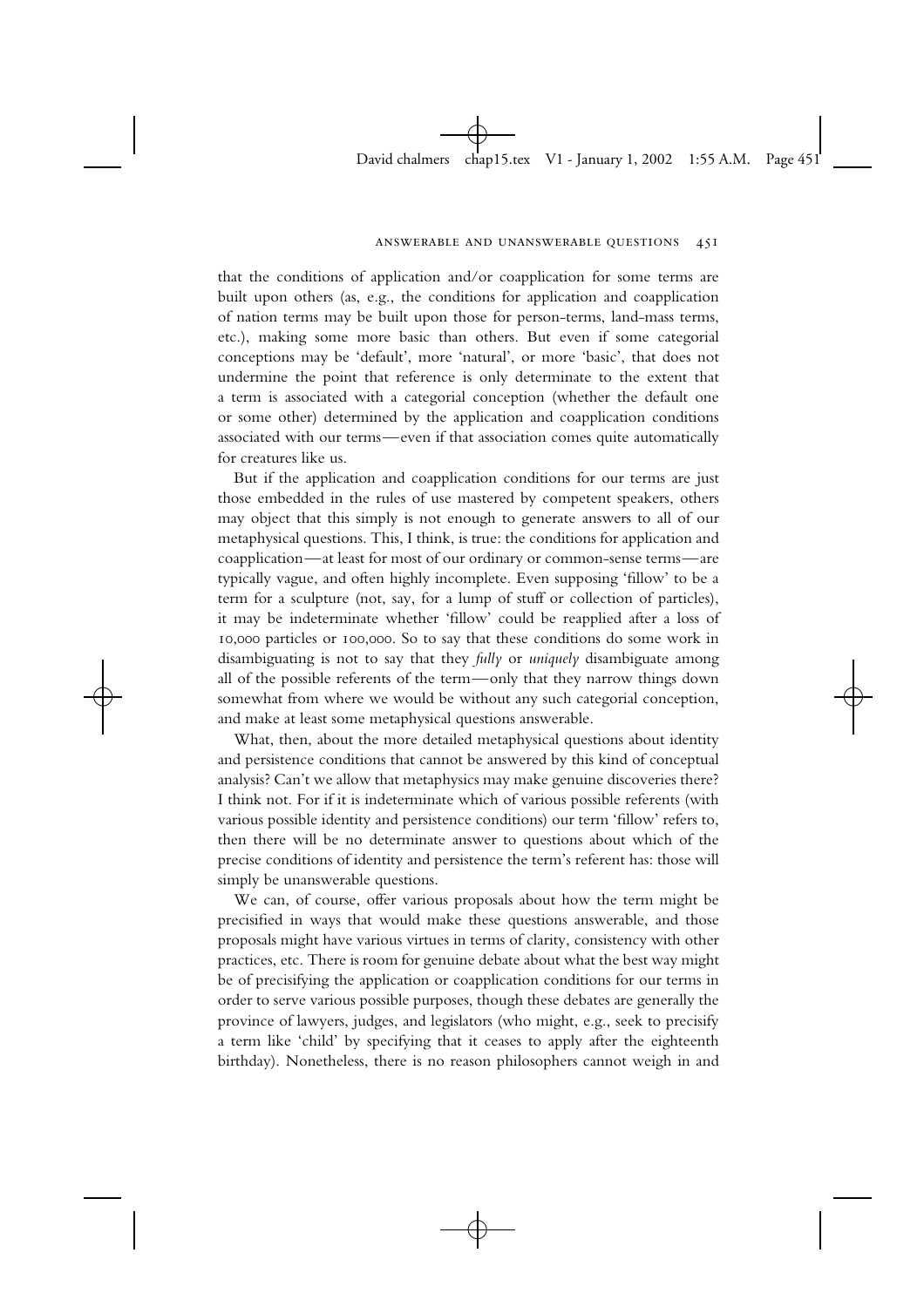that the conditions of application and/or coapplication for some terms are built upon others (as, e.g., the conditions for application and coapplication of nation terms may be built upon those for person-terms, land-mass terms, etc.), making some more basic than others. But even if some categorial conceptions may be 'default', more 'natural', or more 'basic', that does not undermine the point that reference is only determinate to the extent that a term is associated with a categorial conception (whether the default one or some other) determined by the application and coapplication conditions associated with our terms—even if that association comes quite automatically for creatures like us.

But if the application and coapplication conditions for our terms are just those embedded in the rules of use mastered by competent speakers, others may object that this simply is not enough to generate answers to all of our metaphysical questions. This, I think, is true: the conditions for application and coapplication—at least for most of our ordinary or common-sense terms—are typically vague, and often highly incomplete. Even supposing 'fillow' to be a term for a sculpture (not, say, for a lump of stuff or collection of particles), it may be indeterminate whether 'fillow' could be reapplied after a loss of 10,000 particles or 100,000. So to say that these conditions do some work in disambiguating is not to say that they *fully* or *uniquely* disambiguate among all of the possible referents of the term—only that they narrow things down somewhat from where we would be without any such categorial conception, and make at least some metaphysical questions answerable.

What, then, about the more detailed metaphysical questions about identity and persistence conditions that cannot be answered by this kind of conceptual analysis? Can't we allow that metaphysics may make genuine discoveries there? I think not. For if it is indeterminate which of various possible referents (with various possible identity and persistence conditions) our term 'fillow' refers to, then there will be no determinate answer to questions about which of the precise conditions of identity and persistence the term's referent has: those will simply be unanswerable questions.

We can, of course, offer various proposals about how the term might be precisified in ways that would make these questions answerable, and those proposals might have various virtues in terms of clarity, consistency with other practices, etc. There is room for genuine debate about what the best way might be of precisifying the application or coapplication conditions for our terms in order to serve various possible purposes, though these debates are generally the province of lawyers, judges, and legislators (who might, e.g., seek to precisify a term like 'child' by specifying that it ceases to apply after the eighteenth birthday). Nonetheless, there is no reason philosophers cannot weigh in and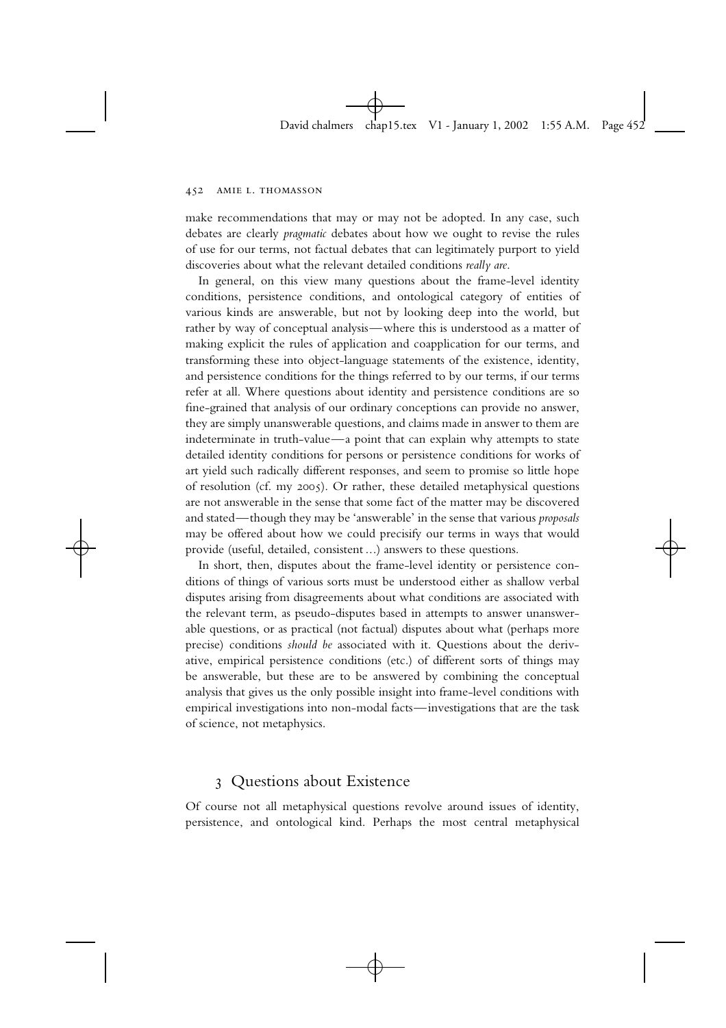make recommendations that may or may not be adopted. In any case, such debates are clearly *pragmatic* debates about how we ought to revise the rules of use for our terms, not factual debates that can legitimately purport to yield discoveries about what the relevant detailed conditions *really are*.

In general, on this view many questions about the frame-level identity conditions, persistence conditions, and ontological category of entities of various kinds are answerable, but not by looking deep into the world, but rather by way of conceptual analysis—where this is understood as a matter of making explicit the rules of application and coapplication for our terms, and transforming these into object-language statements of the existence, identity, and persistence conditions for the things referred to by our terms, if our terms refer at all. Where questions about identity and persistence conditions are so fine-grained that analysis of our ordinary conceptions can provide no answer, they are simply unanswerable questions, and claims made in answer to them are indeterminate in truth-value—a point that can explain why attempts to state detailed identity conditions for persons or persistence conditions for works of art yield such radically different responses, and seem to promise so little hope of resolution (cf. my 2005). Or rather, these detailed metaphysical questions are not answerable in the sense that some fact of the matter may be discovered and stated—though they may be 'answerable' in the sense that various *proposals* may be offered about how we could precisify our terms in ways that would provide (useful, detailed, consistent ...) answers to these questions.

In short, then, disputes about the frame-level identity or persistence conditions of things of various sorts must be understood either as shallow verbal disputes arising from disagreements about what conditions are associated with the relevant term, as pseudo-disputes based in attempts to answer unanswerable questions, or as practical (not factual) disputes about what (perhaps more precise) conditions *should be* associated with it. Questions about the derivative, empirical persistence conditions (etc.) of different sorts of things may be answerable, but these are to be answered by combining the conceptual analysis that gives us the only possible insight into frame-level conditions with empirical investigations into non-modal facts—investigations that are the task of science, not metaphysics.

## 3 Questions about Existence

Of course not all metaphysical questions revolve around issues of identity, persistence, and ontological kind. Perhaps the most central metaphysical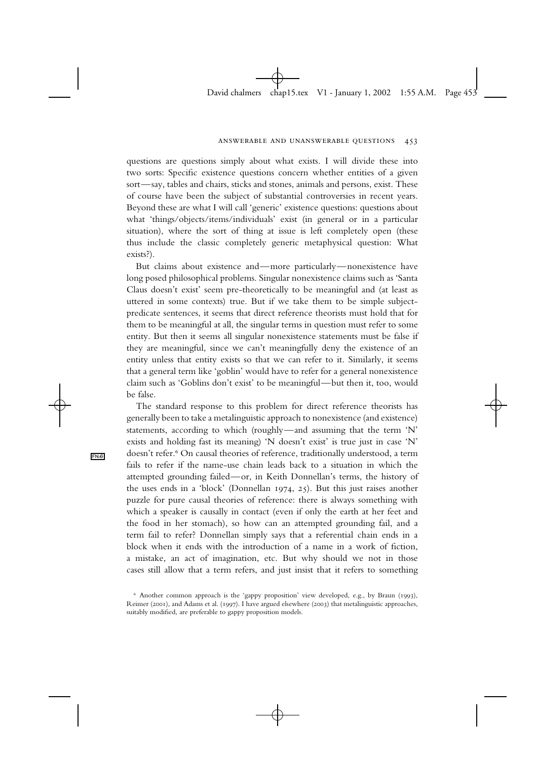questions are questions simply about what exists. I will divide these into two sorts: Specific existence questions concern whether entities of a given sort—say, tables and chairs, sticks and stones, animals and persons, exist. These of course have been the subject of substantial controversies in recent years. Beyond these are what I will call 'generic' existence questions: questions about what 'things/objects/items/individuals' exist (in general or in a particular situation), where the sort of thing at issue is left completely open (these thus include the classic completely generic metaphysical question: What exists?).

But claims about existence and—more particularly—nonexistence have long posed philosophical problems. Singular nonexistence claims such as 'Santa Claus doesn't exist' seem pre-theoretically to be meaningful and (at least as uttered in some contexts) true. But if we take them to be simple subject-predicate sentences, it seems that direct reference theorists must hold that for them to be meaningful at all, the singular terms in question must refer to some entity. But then it seems all singular nonexistence statements must be false if they are meaningful, since we can't meaningfully deny the existence of an entity unless that entity exists so that we can refer to it. Similarly, it seems that a general term like 'goblin' would have to refer for a general nonexistence claim such as 'Goblins don't exist' to be meaningful—but then it, too, would be false.

The standard response to this problem for direct reference theorists has generally been to take a metalinguistic approach to nonexistence (and existence) statements, according to which (roughly—and assuming that the term 'N' exists and holding fast its meaning) 'N doesn't exist' is true just in case 'N' doesn't refer.[6] On causal theories of reference, traditionally understood, a term fails to refer if the name-use chain leads back to a situation in which the attempted grounding failed—or, in Keith Donnellan's terms, the history of the uses ends in a 'block' (Donnellan 1974, 25). But this just raises another puzzle for pure causal theories of reference: there is always something with which a speaker is causally in contact (even if only the earth at her feet and the food in her stomach), so how can an attempted grounding fail, and a term fail to refer? Donnellan simply says that a referential chain ends in a block when it ends with the introduction of a name in a work of fiction, a mistake, an act of imagination, etc. But why should we not in those cases still allow that a term refers, and just insist that it refers to something

[6] Another common approach is the 'gappy proposition' view developed, e.g., by Braun (1993), Reimer (2001), and Adams et al. (1997). I have argued elsewhere (2003) that metalinguistic approaches, suitably modified, are preferable to gappy proposition models.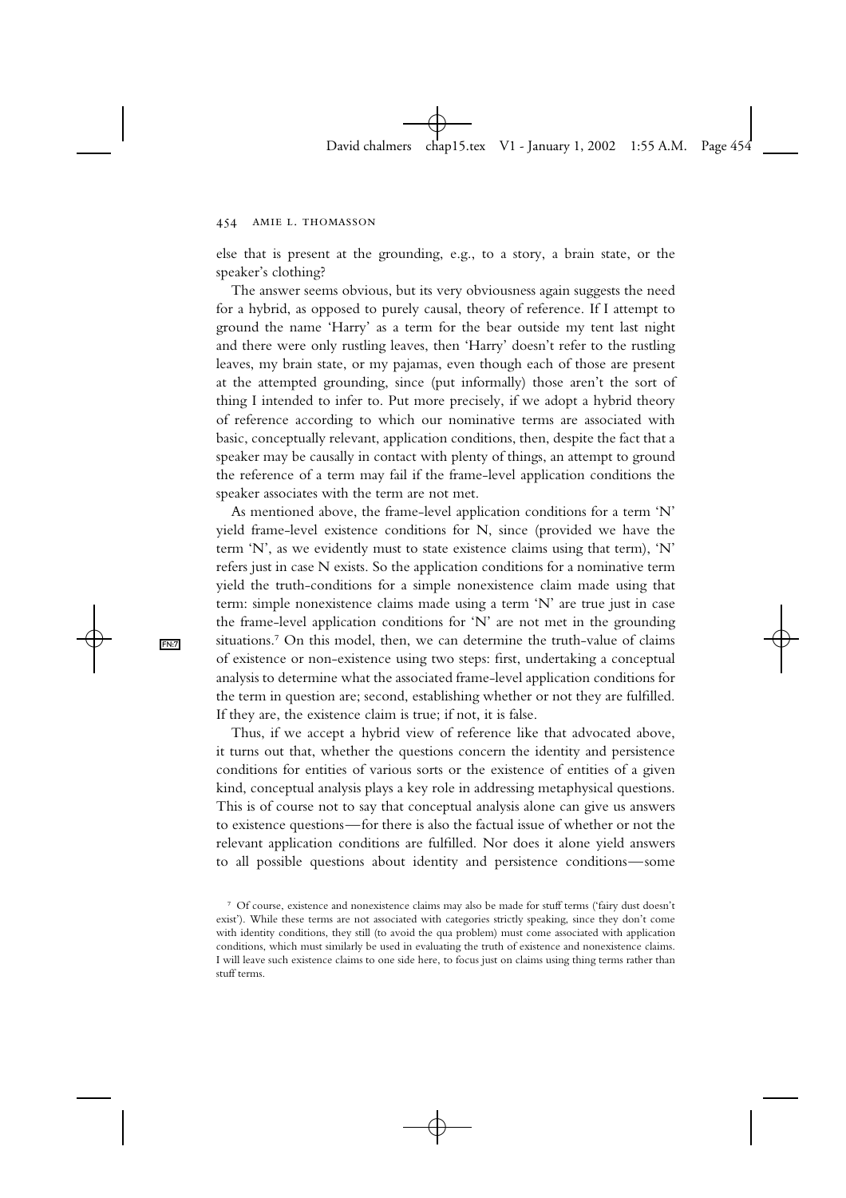else that is present at the grounding, e.g., to a story, a brain state, or the speaker's clothing?

The answer seems obvious, but its very obviousness again suggests the need for a hybrid, as opposed to purely causal, theory of reference. If I attempt to ground the name 'Harry' as a term for the bear outside my tent last night and there were only rustling leaves, then 'Harry' doesn't refer to the rustling leaves, my brain state, or my pajamas, even though each of those are present at the attempted grounding, since (put informally) those aren't the sort of thing I intended to infer to. Put more precisely, if we adopt a hybrid theory of reference according to which our nominative terms are associated with basic, conceptually relevant, application conditions, then, despite the fact that a speaker may be causally in contact with plenty of things, an attempt to ground the reference of a term may fail if the frame-level application conditions the speaker associates with the term are not met.

As mentioned above, the frame-level application conditions for a term 'N' yield frame-level existence conditions for N, since (provided we have the term 'N', as we evidently must to state existence claims using that term), 'N' refers just in case N exists. So the application conditions for a nominative term yield the truth-conditions for a simple nonexistence claim made using that term: simple nonexistence claims made using a term 'N' are true just in case the frame-level application conditions for 'N' are not met in the grounding situations.[7] On this model, then, we can determine the truth-value of claims of existence or non-existence using two steps: first, undertaking a conceptual analysis to determine what the associated frame-level application conditions for the term in question are; second, establishing whether or not they are fulfilled. If they are, the existence claim is true; if not, it is false.

Thus, if we accept a hybrid view of reference like that advocated above, it turns out that, whether the questions concern the identity and persistence conditions for entities of various sorts or the existence of entities of a given kind, conceptual analysis plays a key role in addressing metaphysical questions. This is of course not to say that conceptual analysis alone can give us answers to existence questions—for there is also the factual issue of whether or not the relevant application conditions are fulfilled. Nor does it alone yield answers to all possible questions about identity and persistence conditions—some

[7] Of course, existence and nonexistence claims may also be made for stuff terms ('fairy dust doesn't exist'). While these terms are not associated with categories strictly speaking, since they don't come with identity conditions, they still (to avoid the qua problem) must come associated with application conditions, which must similarly be used in evaluating the truth of existence and nonexistence claims. I will leave such existence claims to one side here, to focus just on claims using thing terms rather than stuff terms.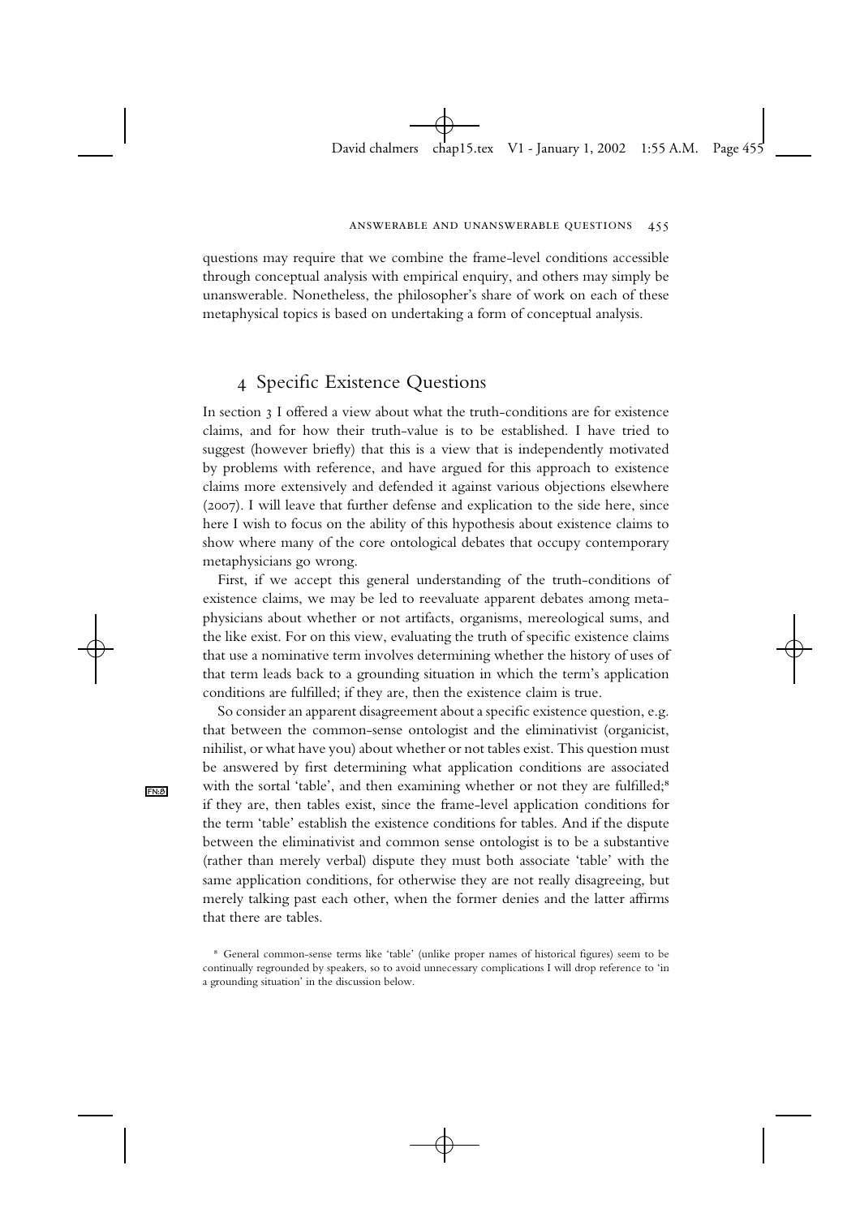questions may require that we combine the frame-level conditions accessible through conceptual analysis with empirical enquiry, and others may simply be unanswerable. Nonetheless, the philosopher's share of work on each of these metaphysical topics is based on undertaking a form of conceptual analysis.

## 4 Specific Existence Questions

In section 3 I offered a view about what the truth-conditions are for existence claims, and for how their truth-value is to be established. I have tried to suggest (however briefly) that this is a view that is independently motivated by problems with reference, and have argued for this approach to existence claims more extensively and defended it against various objections elsewhere (2007). I will leave that further defense and explication to the side here, since here I wish to focus on the ability of this hypothesis about existence claims to show where many of the core ontological debates that occupy contemporary metaphysicians go wrong.

First, if we accept this general understanding of the truth-conditions of existence claims, we may be led to reevaluate apparent debates among metaphysicians about whether or not artifacts, organisms, mereological sums, and the like exist. For on this view, evaluating the truth of specific existence claims that use a nominative term involves determining whether the history of uses of that term leads back to a grounding situation in which the term's application conditions are fulfilled; if they are, then the existence claim is true.

So consider an apparent disagreement about a specific existence question, e.g. that between the common-sense ontologist and the eliminativist (organicist, nihilist, or what have you) about whether or not tables exist. This question must be answered by first determining what application conditions are associated with the sortal 'table', and then examining whether or not they are fulfilled;[8] if they are, then tables exist, since the frame-level application conditions for the term 'table' establish the existence conditions for tables. And if the dispute between the eliminativist and common sense ontologist is to be a substantive (rather than merely verbal) dispute they must both associate 'table' with the same application conditions, for otherwise they are not really disagreeing, but merely talking past each other, when the former denies and the latter affirms that there are tables.

[8] General common-sense terms like 'table' (unlike proper names of historical figures) seem to be continually regrounded by speakers, so to avoid unnecessary complications I will drop reference to 'in a grounding situation' in the discussion below.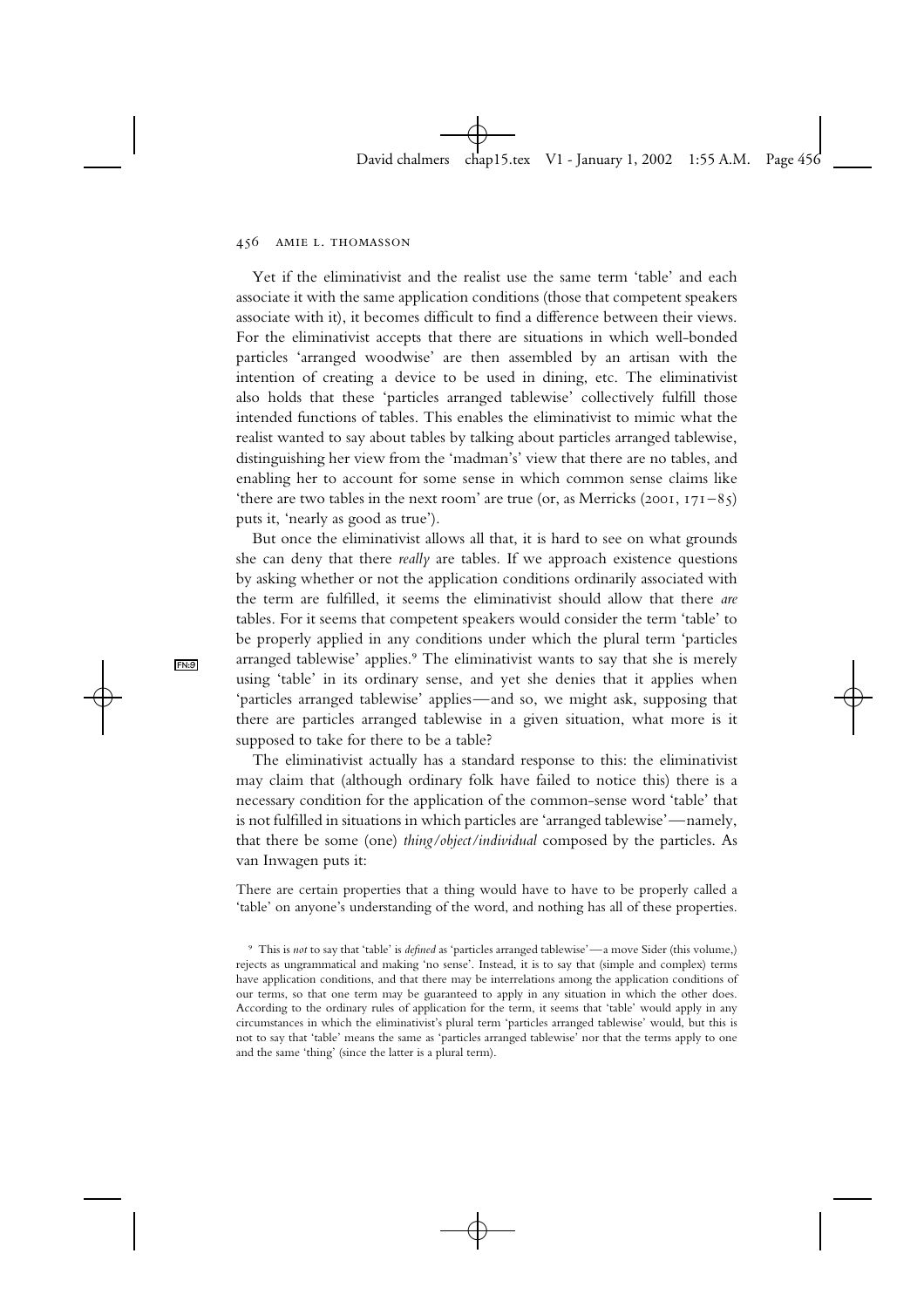Yet if the eliminativist and the realist use the same term 'table' and each associate it with the same application conditions (those that competent speakers associate with it), it becomes difficult to find a difference between their views. For the eliminativist accepts that there are situations in which well-bonded particles 'arranged woodwise' are then assembled by an artisan with the intention of creating a device to be used in dining, etc. The eliminativist also holds that these 'particles arranged tablewise' collectively fulfill those intended functions of tables. This enables the eliminativist to mimic what the realist wanted to say about tables by talking about particles arranged tablewise, distinguishing her view from the 'madman's' view that there are no tables, and enabling her to account for some sense in which common sense claims like 'there are two tables in the next room' are true (or, as Merricks (2001, 171–85) puts it, 'nearly as good as true').

But once the eliminativist allows all that, it is hard to see on what grounds she can deny that there *really* are tables. If we approach existence questions by asking whether or not the application conditions ordinarily associated with the term are fulfilled, it seems the eliminativist should allow that there *are* tables. For it seems that competent speakers would consider the term 'table' to be properly applied in any conditions under which the plural term 'particles arranged tablewise' applies.[9] The eliminativist wants to say that she is merely using 'table' in its ordinary sense, and yet she denies that it applies when 'particles arranged tablewise' applies—and so, we might ask, supposing that there are particles arranged tablewise in a given situation, what more is it supposed to take for there to be a table?

The eliminativist actually has a standard response to this: the eliminativist may claim that (although ordinary folk have failed to notice this) there is a necessary condition for the application of the common-sense word 'table' that is not fulfilled in situations in which particles are 'arranged tablewise'—namely, that there be some (one) *thing/object/individual* composed by the particles. As van Inwagen puts it:

> There are certain properties that a thing would have to have to be properly called a 'table' on anyone's understanding of the word, and nothing has all of these properties.

[9] This is *not* to say that 'table' is *defined* as 'particles arranged tablewise'—a move Sider (this volume,) rejects as ungrammatical and making 'no sense'. Instead, it is to say that (simple and complex) terms have application conditions, and that there may be interrelations among the application conditions of our terms, so that one term may be guaranteed to apply in any situation in which the other does. According to the ordinary rules of application for the term, it seems that 'table' would apply in any circumstances in which the eliminativist's plural term 'particles arranged tablewise' would, but this is not to say that 'table' means the same as 'particles arranged tablewise' nor that the terms apply to one and the same 'thing' (since the latter is a plural term).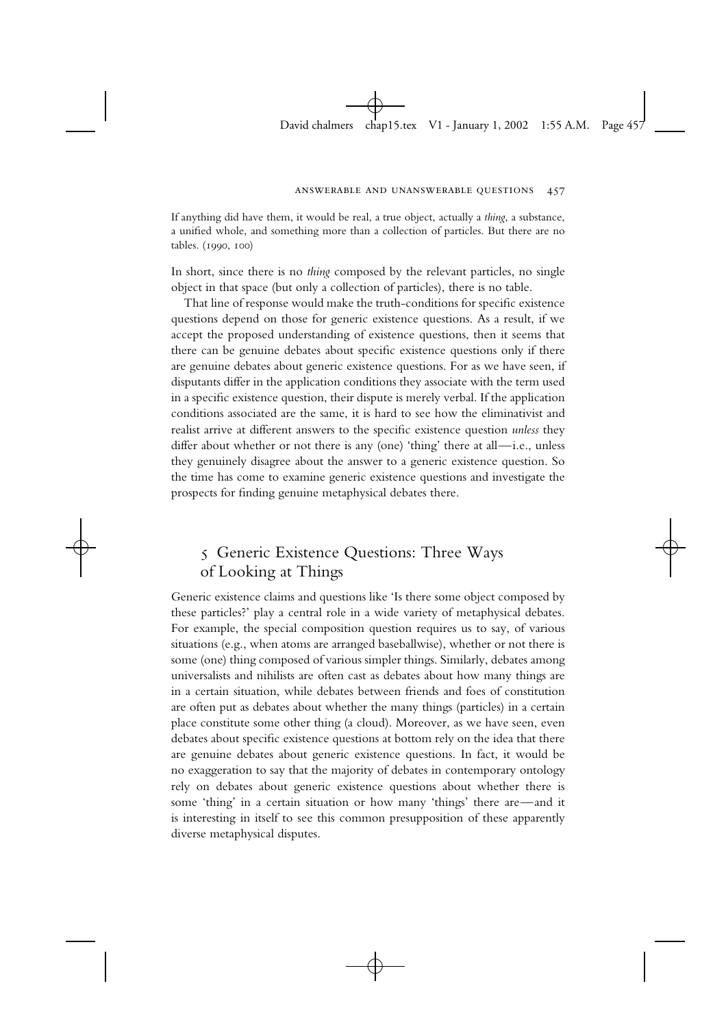If anything did have them, it would be real, a true object, actually a *thing*, a substance, a unified whole, and something more than a collection of particles. But there are no tables. (1990, 100)

In short, since there is no *thing* composed by the relevant particles, no single object in that space (but only a collection of particles), there is no table.

That line of response would make the truth-conditions for specific existence questions depend on those for generic existence questions. As a result, if we accept the proposed understanding of existence questions, then it seems that there can be genuine debates about specific existence questions only if there are genuine debates about generic existence questions. For as we have seen, if disputants differ in the application conditions they associate with the term used in a specific existence question, their dispute is merely verbal. If the application conditions associated are the same, it is hard to see how the eliminativist and realist arrive at different answers to the specific existence question *unless* they differ about whether or not there is any (one) 'thing' there at all—i.e., unless they genuinely disagree about the answer to a generic existence question. So the time has come to examine generic existence questions and investigate the prospects for finding genuine metaphysical debates there.

## 5 Generic Existence Questions: Three Ways of Looking at Things

Generic existence claims and questions like 'Is there some object composed by these particles?' play a central role in a wide variety of metaphysical debates. For example, the special composition question requires us to say, of various situations (e.g., when atoms are arranged baseballwise), whether or not there is some (one) thing composed of various simpler things. Similarly, debates among universalists and nihilists are often cast as debates about how many things are in a certain situation, while debates between friends and foes of constitution are often put as debates about whether the many things (particles) in a certain place constitute some other thing (a cloud). Moreover, as we have seen, even debates about specific existence questions at bottom rely on the idea that there are genuine debates about generic existence questions. In fact, it would be no exaggeration to say that the majority of debates in contemporary ontology rely on debates about generic existence questions about whether there is some 'thing' in a certain situation or how many 'things' there are—and it is interesting in itself to see this common presupposition of these apparently diverse metaphysical disputes.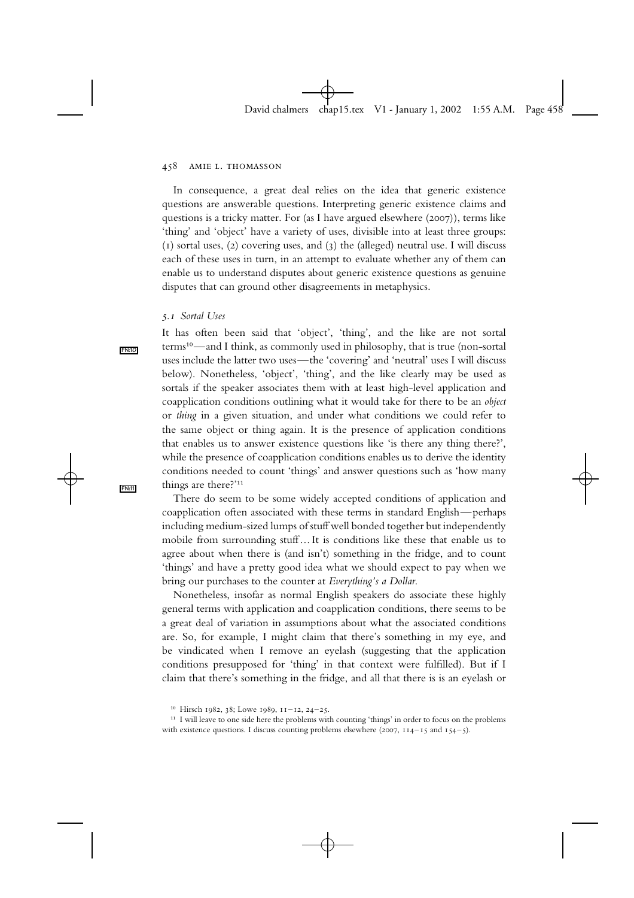In consequence, a great deal relies on the idea that generic existence questions are answerable questions. Interpreting generic existence claims and questions is a tricky matter. For (as I have argued elsewhere (2007)), terms like 'thing' and 'object' have a variety of uses, divisible into at least three groups: (1) sortal uses, (2) covering uses, and (3) the (alleged) neutral use. I will discuss each of these uses in turn, in an attempt to evaluate whether any of them can enable us to understand disputes about generic existence questions as genuine disputes that can ground other disagreements in metaphysics.

### *5.1 Sortal Uses*

It has often been said that 'object', 'thing', and the like are not sortal terms[10]—and I think, as commonly used in philosophy, that is true (non-sortal uses include the latter two uses—the 'covering' and 'neutral' uses I will discuss below). Nonetheless, 'object', 'thing', and the like clearly may be used as sortals if the speaker associates them with at least high-level application and coapplication conditions outlining what it would take for there to be an *object* or *thing* in a given situation, and under what conditions we could refer to the same object or thing again. It is the presence of application conditions that enables us to answer existence questions like 'is there any thing there?', while the presence of coapplication conditions enables us to derive the identity conditions needed to count 'things' and answer questions such as 'how many things are there?'[11]

There do seem to be some widely accepted conditions of application and coapplication often associated with these terms in standard English—perhaps including medium-sized lumps of stuff well bonded together but independently mobile from surrounding stuff... It is conditions like these that enable us to agree about when there is (and isn't) something in the fridge, and to count 'things' and have a pretty good idea what we should expect to pay when we bring our purchases to the counter at *Everything's a Dollar*.

Nonetheless, insofar as normal English speakers do associate these highly general terms with application and coapplication conditions, there seems to be a great deal of variation in assumptions about what the associated conditions are. So, for example, I might claim that there's something in my eye, and be vindicated when I remove an eyelash (suggesting that the application conditions presupposed for 'thing' in that context were fulfilled). But if I claim that there's something in the fridge, and all that there is is an eyelash or

---

[10] Hirsch 1982, 38; Lowe 1989, 11–12, 24–25.

[11] I will leave to one side here the problems with counting 'things' in order to focus on the problems with existence questions. I discuss counting problems elsewhere (2007, 114–15 and 154–5).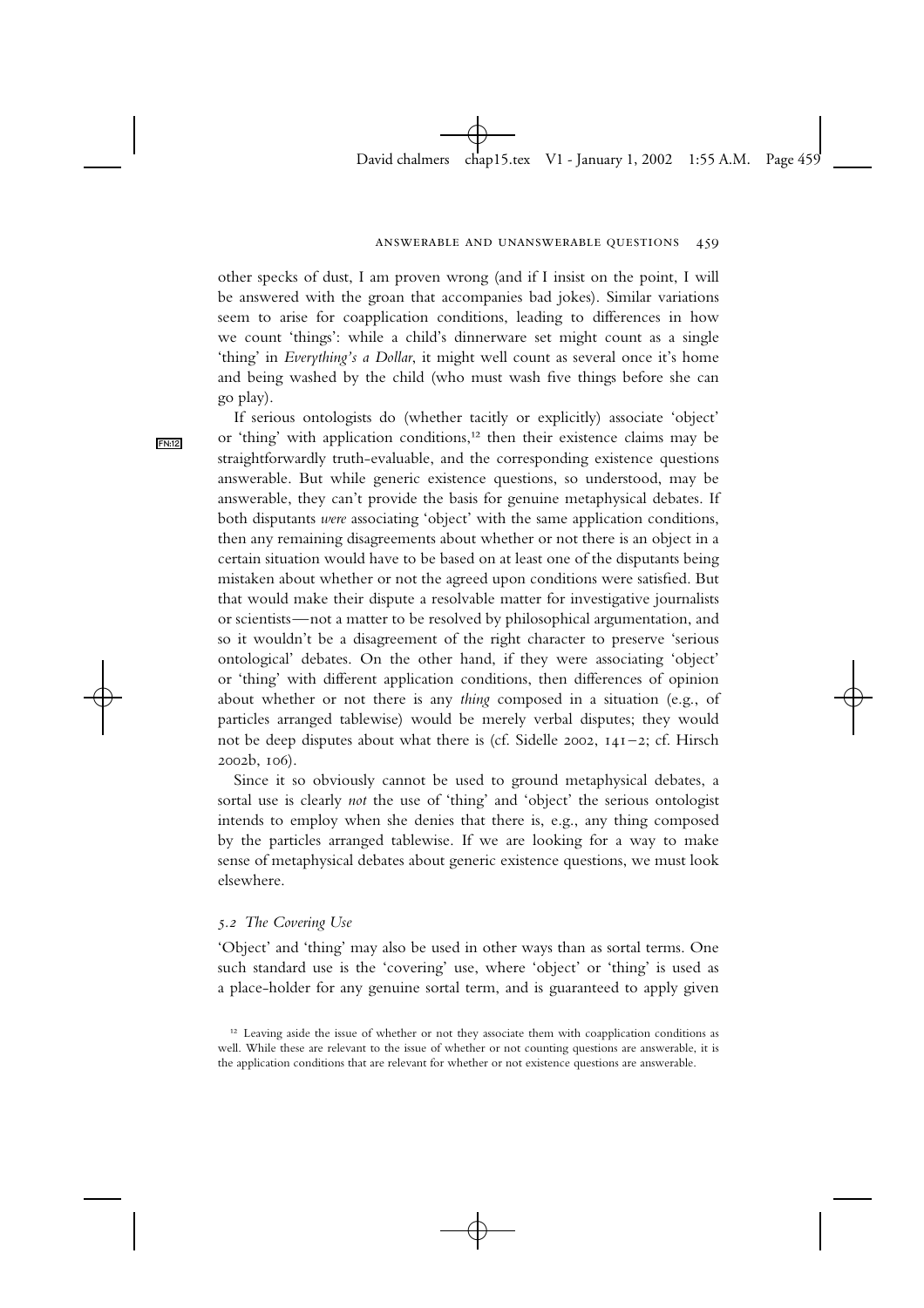other specks of dust, I am proven wrong (and if I insist on the point, I will be answered with the groan that accompanies bad jokes). Similar variations seem to arise for coapplication conditions, leading to differences in how we count 'things': while a child's dinnerware set might count as a single 'thing' in *Everything's a Dollar*, it might well count as several once it's home and being washed by the child (who must wash five things before she can go play).

If serious ontologists do (whether tacitly or explicitly) associate 'object' or 'thing' with application conditions,[12] then their existence claims may be straightforwardly truth-evaluable, and the corresponding existence questions answerable. But while generic existence questions, so understood, may be answerable, they can't provide the basis for genuine metaphysical debates. If both disputants *were* associating 'object' with the same application conditions, then any remaining disagreements about whether or not there is an object in a certain situation would have to be based on at least one of the disputants being mistaken about whether or not the agreed upon conditions were satisfied. But that would make their dispute a resolvable matter for investigative journalists or scientists—not a matter to be resolved by philosophical argumentation, and so it wouldn't be a disagreement of the right character to preserve 'serious ontological' debates. On the other hand, if they were associating 'object' or 'thing' with different application conditions, then differences of opinion about whether or not there is any *thing* composed in a situation (e.g., of particles arranged tablewise) would be merely verbal disputes; they would not be deep disputes about what there is (cf. Sidelle 2002, 141–2; cf. Hirsch 2002b, 106).

Since it so obviously cannot be used to ground metaphysical debates, a sortal use is clearly *not* the use of 'thing' and 'object' the serious ontologist intends to employ when she denies that there is, e.g., any thing composed by the particles arranged tablewise. If we are looking for a way to make sense of metaphysical debates about generic existence questions, we must look elsewhere.

### *5.2 The Covering Use*

'Object' and 'thing' may also be used in other ways than as sortal terms. One such standard use is the 'covering' use, where 'object' or 'thing' is used as a place-holder for any genuine sortal term, and is guaranteed to apply given

[12] Leaving aside the issue of whether or not they associate them with coapplication conditions as well. While these are relevant to the issue of whether or not counting questions are answerable, it is the application conditions that are relevant for whether or not existence questions are answerable.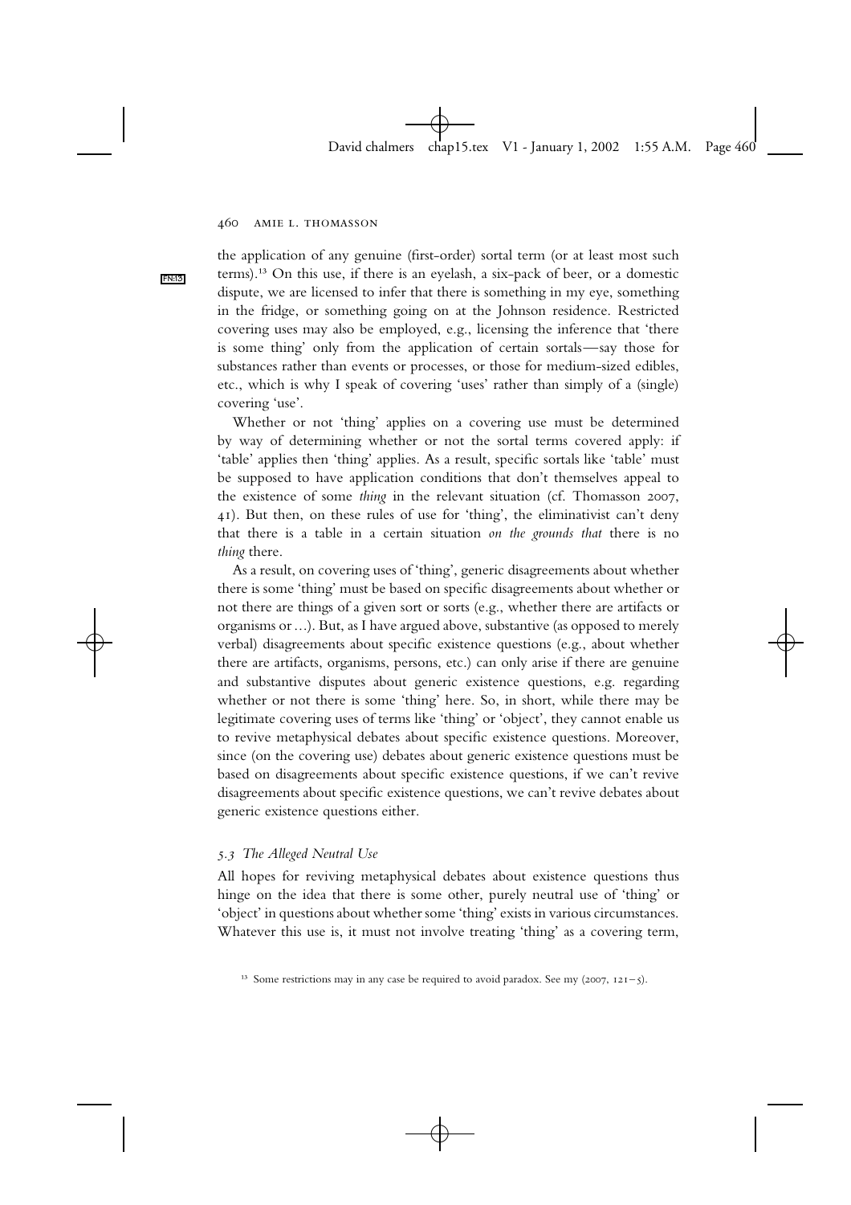the application of any genuine (first-order) sortal term (or at least most such terms).[13] On this use, if there is an eyelash, a six-pack of beer, or a domestic dispute, we are licensed to infer that there is something in my eye, something in the fridge, or something going on at the Johnson residence. Restricted covering uses may also be employed, e.g., licensing the inference that 'there is some thing' only from the application of certain sortals—say those for substances rather than events or processes, or those for medium-sized edibles, etc., which is why I speak of covering 'uses' rather than simply of a (single) covering 'use'.

Whether or not 'thing' applies on a covering use must be determined by way of determining whether or not the sortal terms covered apply: if 'table' applies then 'thing' applies. As a result, specific sortals like 'table' must be supposed to have application conditions that don't themselves appeal to the existence of some *thing* in the relevant situation (cf. Thomasson 2007, 41). But then, on these rules of use for 'thing', the eliminativist can't deny that there is a table in a certain situation *on the grounds that* there is no *thing* there.

As a result, on covering uses of 'thing', generic disagreements about whether there is some 'thing' must be based on specific disagreements about whether or not there are things of a given sort or sorts (e.g., whether there are artifacts or organisms or ...). But, as I have argued above, substantive (as opposed to merely verbal) disagreements about specific existence questions (e.g., about whether there are artifacts, organisms, persons, etc.) can only arise if there are genuine and substantive disputes about generic existence questions, e.g. regarding whether or not there is some 'thing' here. So, in short, while there may be legitimate covering uses of terms like 'thing' or 'object', they cannot enable us to revive metaphysical debates about specific existence questions. Moreover, since (on the covering use) debates about generic existence questions must be based on disagreements about specific existence questions, if we can't revive disagreements about specific existence questions, we can't revive debates about generic existence questions either.

### *5.3 The Alleged Neutral Use*

All hopes for reviving metaphysical debates about existence questions thus hinge on the idea that there is some other, purely neutral use of 'thing' or 'object' in questions about whether some 'thing' exists in various circumstances. Whatever this use is, it must not involve treating 'thing' as a covering term,

[13] Some restrictions may in any case be required to avoid paradox. See my (2007, 121–5).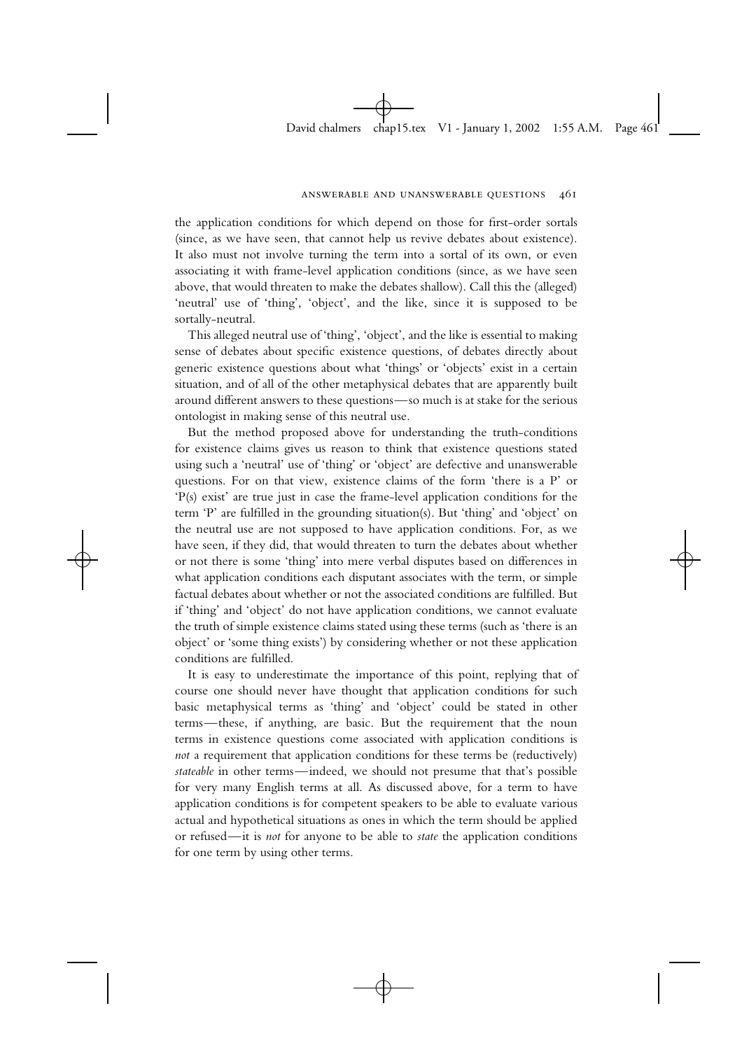the application conditions for which depend on those for first-order sortals (since, as we have seen, that cannot help us revive debates about existence). It also must not involve turning the term into a sortal of its own, or even associating it with frame-level application conditions (since, as we have seen above, that would threaten to make the debates shallow). Call this the (alleged) 'neutral' use of 'thing', 'object', and the like, since it is supposed to be sortally-neutral.

This alleged neutral use of 'thing', 'object', and the like is essential to making sense of debates about specific existence questions, of debates directly about generic existence questions about what 'things' or 'objects' exist in a certain situation, and of all of the other metaphysical debates that are apparently built around different answers to these questions—so much is at stake for the serious ontologist in making sense of this neutral use.

But the method proposed above for understanding the truth-conditions for existence claims gives us reason to think that existence questions stated using such a 'neutral' use of 'thing' or 'object' are defective and unanswerable questions. For on that view, existence claims of the form 'there is a P' or 'P(s) exist' are true just in case the frame-level application conditions for the term 'P' are fulfilled in the grounding situation(s). But 'thing' and 'object' on the neutral use are not supposed to have application conditions. For, as we have seen, if they did, that would threaten to turn the debates about whether or not there is some 'thing' into mere verbal disputes based on differences in what application conditions each disputant associates with the term, or simple factual debates about whether or not the associated conditions are fulfilled. But if 'thing' and 'object' do not have application conditions, we cannot evaluate the truth of simple existence claims stated using these terms (such as 'there is an object' or 'some thing exists') by considering whether or not these application conditions are fulfilled.

It is easy to underestimate the importance of this point, replying that of course one should never have thought that application conditions for such basic metaphysical terms as 'thing' and 'object' could be stated in other terms—these, if anything, are basic. But the requirement that the noun terms in existence questions come associated with application conditions is *not* a requirement that application conditions for these terms be (reductively) *stateable* in other terms—indeed, we should not presume that that's possible for very many English terms at all. As discussed above, for a term to have application conditions is for competent speakers to be able to evaluate various actual and hypothetical situations as ones in which the term should be applied or refused—it is *not* for anyone to be able to *state* the application conditions for one term by using other terms.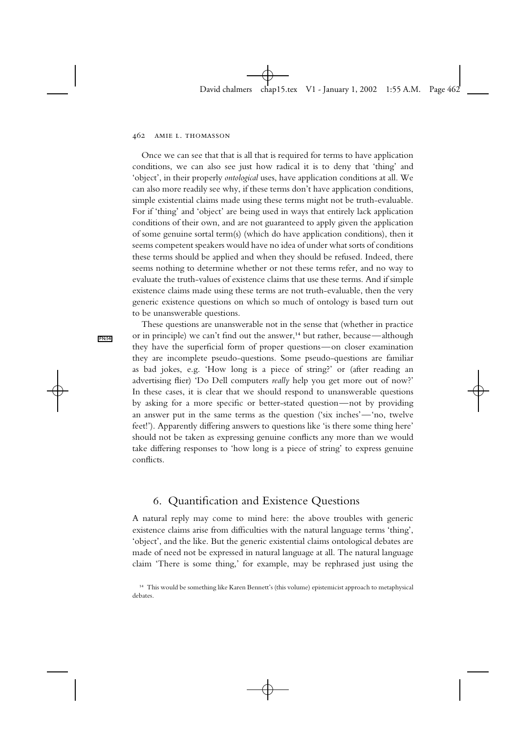Once we can see that that is all that is required for terms to have application conditions, we can also see just how radical it is to deny that 'thing' and 'object', in their properly *ontological* uses, have application conditions at all. We can also more readily see why, if these terms don't have application conditions, simple existential claims made using these terms might not be truth-evaluable. For if 'thing' and 'object' are being used in ways that entirely lack application conditions of their own, and are not guaranteed to apply given the application of some genuine sortal term(s) (which do have application conditions), then it seems competent speakers would have no idea of under what sorts of conditions these terms should be applied and when they should be refused. Indeed, there seems nothing to determine whether or not these terms refer, and no way to evaluate the truth-values of existence claims that use these terms. And if simple existence claims made using these terms are not truth-evaluable, then the very generic existence questions on which so much of ontology is based turn out to be unanswerable questions.

These questions are unanswerable not in the sense that (whether in practice or in principle) we can't find out the answer,[14] but rather, because—although they have the superficial form of proper questions—on closer examination they are incomplete pseudo-questions. Some pseudo-questions are familiar as bad jokes, e.g. 'How long is a piece of string?' or (after reading an advertising flier) 'Do Dell computers *really* help you get more out of now?' In these cases, it is clear that we should respond to unanswerable questions by asking for a more specific or better-stated question—not by providing an answer put in the same terms as the question ('six inches'—'no, twelve feet!'). Apparently differing answers to questions like 'is there some thing here' should not be taken as expressing genuine conflicts any more than we would take differing responses to 'how long is a piece of string' to express genuine conflicts.

## 6. Quantification and Existence Questions

A natural reply may come to mind here: the above troubles with generic existence claims arise from difficulties with the natural language terms 'thing', 'object', and the like. But the generic existential claims ontological debates are made of need not be expressed in natural language at all. The natural language claim 'There is some thing,' for example, may be rephrased just using the

[14] This would be something like Karen Bennett's (this volume) epistemicist approach to metaphysical debates.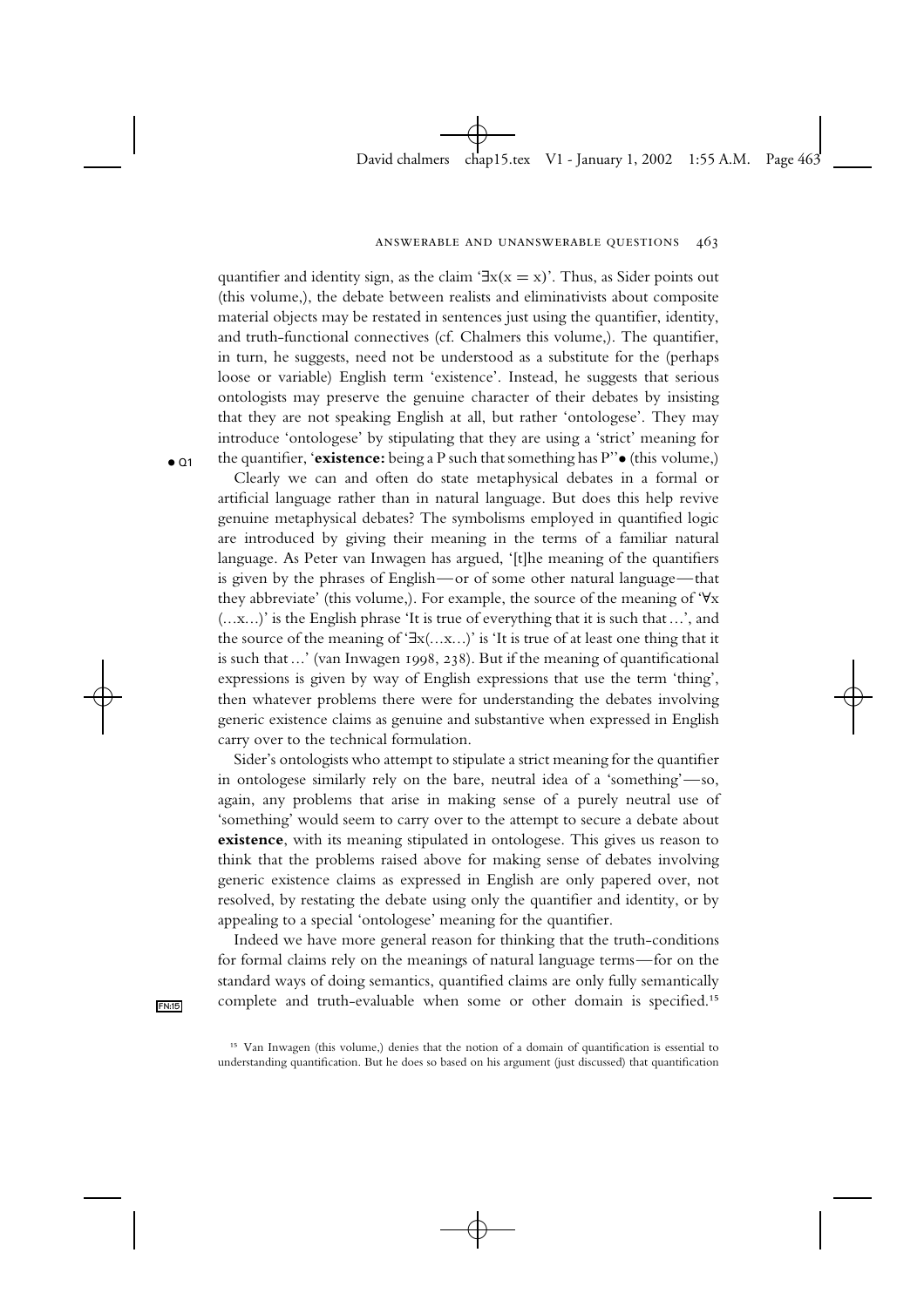quantifier and identity sign, as the claim '$\exists x(x = x)$'. Thus, as Sider points out (this volume,), the debate between realists and eliminativists about composite material objects may be restated in sentences just using the quantifier, identity, and truth-functional connectives (cf. Chalmers this volume,). The quantifier, in turn, he suggests, need not be understood as a substitute for the (perhaps loose or variable) English term 'existence'. Instead, he suggests that serious ontologists may preserve the genuine character of their debates by insisting that they are not speaking English at all, but rather 'ontologese'. They may introduce 'ontologese' by stipulating that they are using a 'strict' meaning for the quantifier, '**existence:** being a P such that something has P'' (this volume,)

Clearly we can and often do state metaphysical debates in a formal or artificial language rather than in natural language. But does this help revive genuine metaphysical debates? The symbolisms employed in quantified logic are introduced by giving their meaning in the terms of a familiar natural language. As Peter van Inwagen has argued, '[t]he meaning of the quantifiers is given by the phrases of English—or of some other natural language—that they abbreviate' (this volume,). For example, the source of the meaning of '$\forall x$ (...x...)' is the English phrase 'It is true of everything that it is such that ...', and the source of the meaning of '$\exists x$(...x...)' is 'It is true of at least one thing that it is such that ...' (van Inwagen 1998, 238). But if the meaning of quantificational expressions is given by way of English expressions that use the term 'thing', then whatever problems there were for understanding the debates involving generic existence claims as genuine and substantive when expressed in English carry over to the technical formulation.

Sider's ontologists who attempt to stipulate a strict meaning for the quantifier in ontologese similarly rely on the bare, neutral idea of a 'something'—so, again, any problems that arise in making sense of a purely neutral use of 'something' would seem to carry over to the attempt to secure a debate about **existence**, with its meaning stipulated in ontologese. This gives us reason to think that the problems raised above for making sense of debates involving generic existence claims as expressed in English are only papered over, not resolved, by restating the debate using only the quantifier and identity, or by appealing to a special 'ontologese' meaning for the quantifier.

Indeed we have more general reason for thinking that the truth-conditions for formal claims rely on the meanings of natural language terms—for on the standard ways of doing semantics, quantified claims are only fully semantically complete and truth-evaluable when some or other domain is specified.[15]

[15] Van Inwagen (this volume,) denies that the notion of a domain of quantification is essential to understanding quantification. But he does so based on his argument (just discussed) that quantification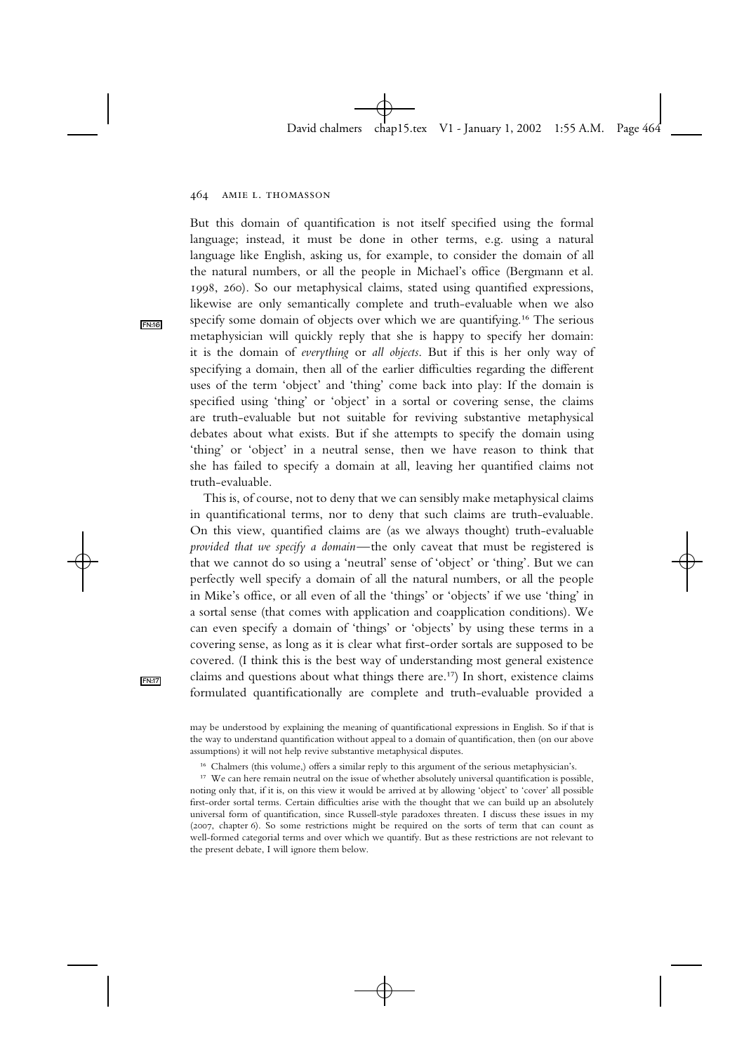But this domain of quantification is not itself specified using the formal language; instead, it must be done in other terms, e.g. using a natural language like English, asking us, for example, to consider the domain of all the natural numbers, or all the people in Michael's office (Bergmann et al. 1998, 260). So our metaphysical claims, stated using quantified expressions, likewise are only semantically complete and truth-evaluable when we also specify some domain of objects over which we are quantifying.[16] The serious metaphysician will quickly reply that she is happy to specify her domain: it is the domain of *everything* or *all objects*. But if this is her only way of specifying a domain, then all of the earlier difficulties regarding the different uses of the term 'object' and 'thing' come back into play: If the domain is specified using 'thing' or 'object' in a sortal or covering sense, the claims are truth-evaluable but not suitable for reviving substantive metaphysical debates about what exists. But if she attempts to specify the domain using 'thing' or 'object' in a neutral sense, then we have reason to think that she has failed to specify a domain at all, leaving her quantified claims not truth-evaluable.

This is, of course, not to deny that we can sensibly make metaphysical claims in quantificational terms, nor to deny that such claims are truth-evaluable. On this view, quantified claims are (as we always thought) truth-evaluable *provided that we specify a domain*—the only caveat that must be registered is that we cannot do so using a 'neutral' sense of 'object' or 'thing'. But we can perfectly well specify a domain of all the natural numbers, or all the people in Mike's office, or all even of all the 'things' or 'objects' if we use 'thing' in a sortal sense (that comes with application and coapplication conditions). We can even specify a domain of 'things' or 'objects' by using these terms in a covering sense, as long as it is clear what first-order sortals are supposed to be covered. (I think this is the best way of understanding most general existence claims and questions about what things there are.[17]) In short, existence claims formulated quantificationally are complete and truth-evaluable provided a

may be understood by explaining the meaning of quantificational expressions in English. So if that is the way to understand quantification without appeal to a domain of quantification, then (on our above assumptions) it will not help revive substantive metaphysical disputes.

[16] Chalmers (this volume,) offers a similar reply to this argument of the serious metaphysician's.

[17] We can here remain neutral on the issue of whether absolutely universal quantification is possible, noting only that, if it is, on this view it would be arrived at by allowing 'object' to 'cover' all possible first-order sortal terms. Certain difficulties arise with the thought that we can build up an absolutely universal form of quantification, since Russell-style paradoxes threaten. I discuss these issues in my (2007, chapter 6). So some restrictions might be required on the sorts of term that can count as well-formed categorial terms and over which we quantify. But as these restrictions are not relevant to the present debate, I will ignore them below.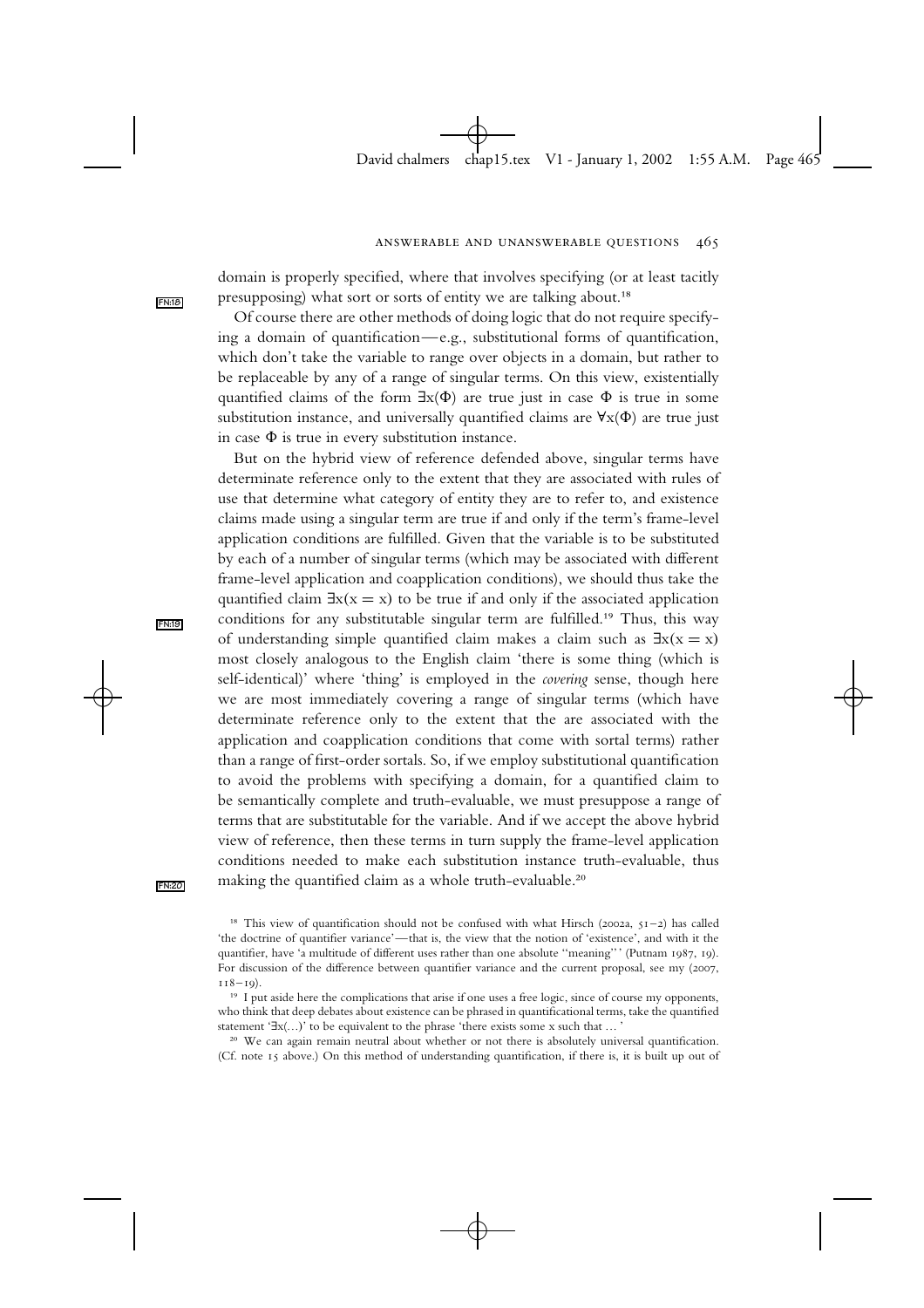domain is properly specified, where that involves specifying (or at least tacitly presupposing) what sort or sorts of entity we are talking about.[18]

Of course there are other methods of doing logic that do not require specifying a domain of quantification—e.g., substitutional forms of quantification, which don't take the variable to range over objects in a domain, but rather to be replaceable by any of a range of singular terms. On this view, existentially quantified claims of the form $\exists x(\Phi)$ are true just in case $\Phi$ is true in some substitution instance, and universally quantified claims are $\forall x(\Phi)$ are true just in case $\Phi$ is true in every substitution instance.

But on the hybrid view of reference defended above, singular terms have determinate reference only to the extent that they are associated with rules of use that determine what category of entity they are to refer to, and existence claims made using a singular term are true if and only if the term's frame-level application conditions are fulfilled. Given that the variable is to be substituted by each of a number of singular terms (which may be associated with different frame-level application and coapplication conditions), we should thus take the quantified claim $\exists x(x = x)$ to be true if and only if the associated application conditions for any substitutable singular term are fulfilled.[19] Thus, this way of understanding simple quantified claim makes a claim such as $\exists x(x = x)$ most closely analogous to the English claim 'there is some thing (which is self-identical)' where 'thing' is employed in the *covering* sense, though here we are most immediately covering a range of singular terms (which have determinate reference only to the extent that the are associated with the application and coapplication conditions that come with sortal terms) rather than a range of first-order sortals. So, if we employ substitutional quantification to avoid the problems with specifying a domain, for a quantified claim to be semantically complete and truth-evaluable, we must presuppose a range of terms that are substitutable for the variable. And if we accept the above hybrid view of reference, then these terms in turn supply the frame-level application conditions needed to make each substitution instance truth-evaluable, thus making the quantified claim as a whole truth-evaluable.[20]

[18] This view of quantification should not be confused with what Hirsch (2002a, 51–2) has called 'the doctrine of quantifier variance'—that is, the view that the notion of 'existence', and with it the quantifier, have 'a multitude of different uses rather than one absolute "meaning"' (Putnam 1987, 19). For discussion of the difference between quantifier variance and the current proposal, see my (2007, 118–19).

[19] I put aside here the complications that arise if one uses a free logic, since of course my opponents, who think that deep debates about existence can be phrased in quantificational terms, take the quantified statement '$\exists x(\ldots)$' to be equivalent to the phrase 'there exists some x such that … '

[20] We can again remain neutral about whether or not there is absolutely universal quantification. (Cf. note 15 above.) On this method of understanding quantification, if there is, it is built up out of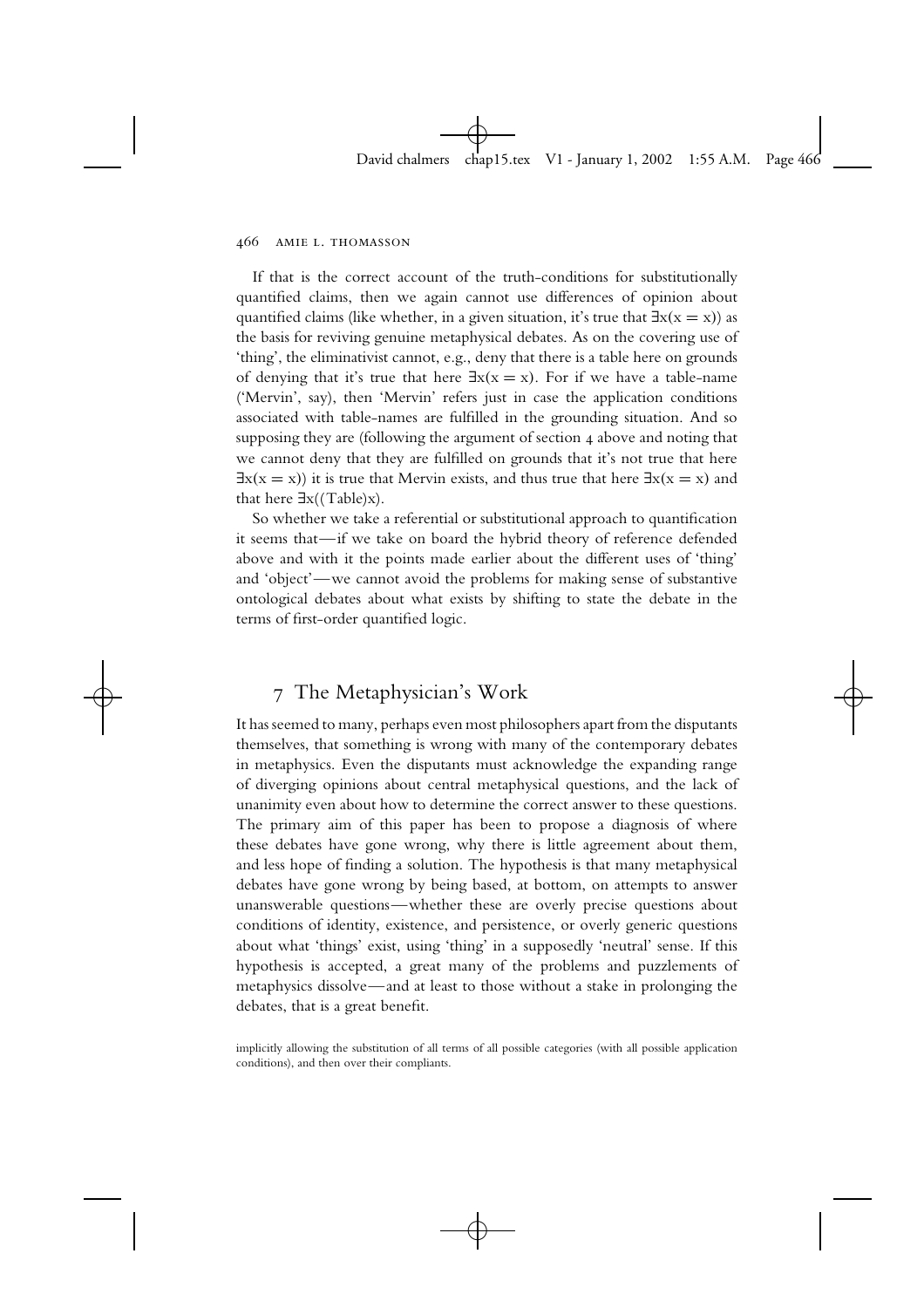If that is the correct account of the truth-conditions for substitutionally quantified claims, then we again cannot use differences of opinion about quantified claims (like whether, in a given situation, it's true that $\exists x(x = x)$) as the basis for reviving genuine metaphysical debates. As on the covering use of 'thing', the eliminativist cannot, e.g., deny that there is a table here on grounds of denying that it's true that here $\exists x(x = x)$. For if we have a table-name ('Mervin', say), then 'Mervin' refers just in case the application conditions associated with table-names are fulfilled in the grounding situation. And so supposing they are (following the argument of section 4 above and noting that we cannot deny that they are fulfilled on grounds that it's not true that here $\exists x(x = x)$) it is true that Mervin exists, and thus true that here $\exists x(x = x)$ and that here $\exists x((\text{Table})x)$.

So whether we take a referential or substitutional approach to quantification it seems that—if we take on board the hybrid theory of reference defended above and with it the points made earlier about the different uses of 'thing' and 'object'—we cannot avoid the problems for making sense of substantive ontological debates about what exists by shifting to state the debate in the terms of first-order quantified logic.

## 7 The Metaphysician's Work

It has seemed to many, perhaps even most philosophers apart from the disputants themselves, that something is wrong with many of the contemporary debates in metaphysics. Even the disputants must acknowledge the expanding range of diverging opinions about central metaphysical questions, and the lack of unanimity even about how to determine the correct answer to these questions. The primary aim of this paper has been to propose a diagnosis of where these debates have gone wrong, why there is little agreement about them, and less hope of finding a solution. The hypothesis is that many metaphysical debates have gone wrong by being based, at bottom, on attempts to answer unanswerable questions—whether these are overly precise questions about conditions of identity, existence, and persistence, or overly generic questions about what 'things' exist, using 'thing' in a supposedly 'neutral' sense. If this hypothesis is accepted, a great many of the problems and puzzlements of metaphysics dissolve—and at least to those without a stake in prolonging the debates, that is a great benefit.

implicitly allowing the substitution of all terms of all possible categories (with all possible application conditions), and then over their compliants.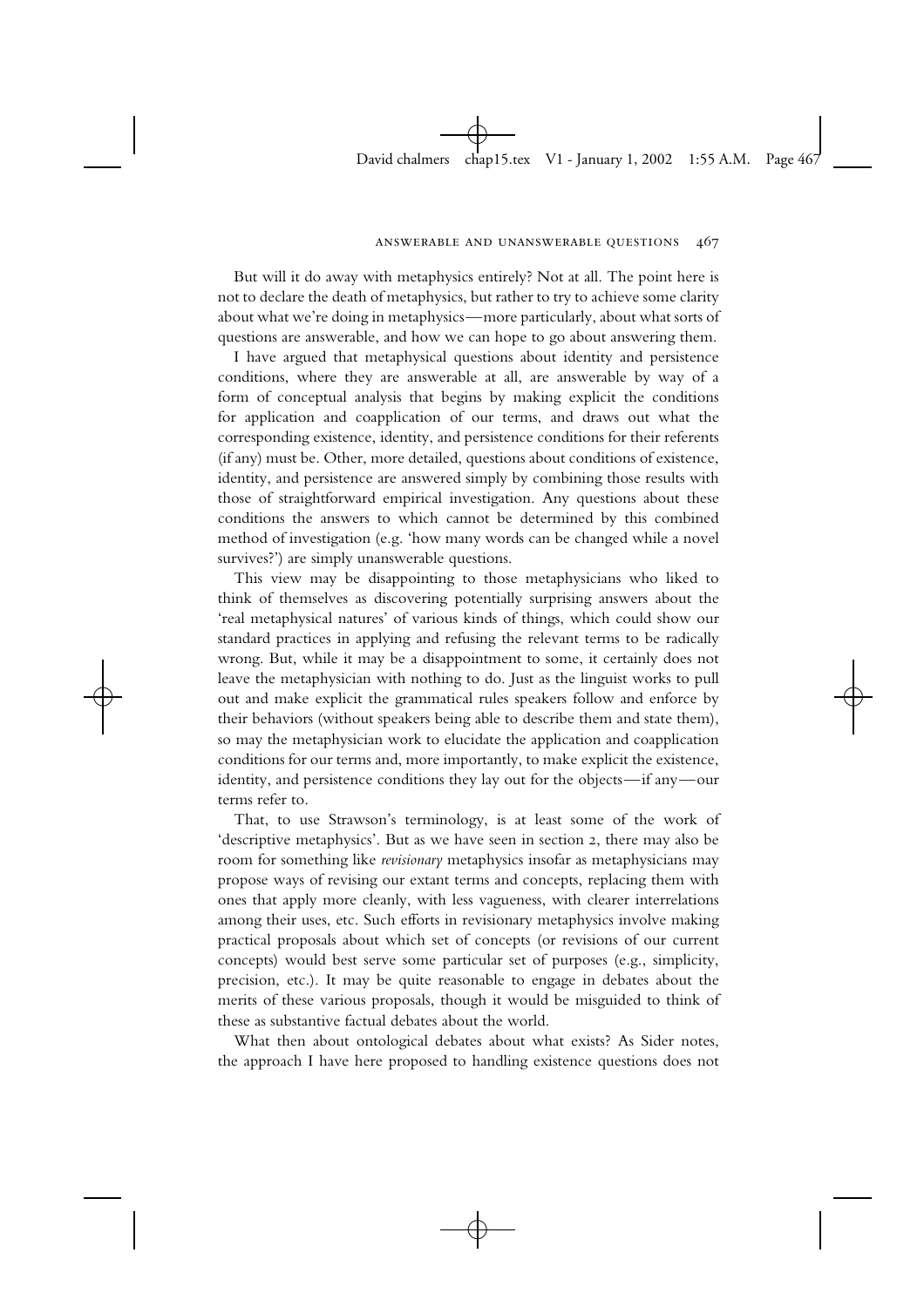But will it do away with metaphysics entirely? Not at all. The point here is not to declare the death of metaphysics, but rather to try to achieve some clarity about what we're doing in metaphysics—more particularly, about what sorts of questions are answerable, and how we can hope to go about answering them.

I have argued that metaphysical questions about identity and persistence conditions, where they are answerable at all, are answerable by way of a form of conceptual analysis that begins by making explicit the conditions for application and coapplication of our terms, and draws out what the corresponding existence, identity, and persistence conditions for their referents (if any) must be. Other, more detailed, questions about conditions of existence, identity, and persistence are answered simply by combining those results with those of straightforward empirical investigation. Any questions about these conditions the answers to which cannot be determined by this combined method of investigation (e.g. 'how many words can be changed while a novel survives?') are simply unanswerable questions.

This view may be disappointing to those metaphysicians who liked to think of themselves as discovering potentially surprising answers about the 'real metaphysical natures' of various kinds of things, which could show our standard practices in applying and refusing the relevant terms to be radically wrong. But, while it may be a disappointment to some, it certainly does not leave the metaphysician with nothing to do. Just as the linguist works to pull out and make explicit the grammatical rules speakers follow and enforce by their behaviors (without speakers being able to describe them and state them), so may the metaphysician work to elucidate the application and coapplication conditions for our terms and, more importantly, to make explicit the existence, identity, and persistence conditions they lay out for the objects—if any—our terms refer to.

That, to use Strawson's terminology, is at least some of the work of 'descriptive metaphysics'. But as we have seen in section 2, there may also be room for something like *revisionary* metaphysics insofar as metaphysicians may propose ways of revising our extant terms and concepts, replacing them with ones that apply more cleanly, with less vagueness, with clearer interrelations among their uses, etc. Such efforts in revisionary metaphysics involve making practical proposals about which set of concepts (or revisions of our current concepts) would best serve some particular set of purposes (e.g., simplicity, precision, etc.). It may be quite reasonable to engage in debates about the merits of these various proposals, though it would be misguided to think of these as substantive factual debates about the world.

What then about ontological debates about what exists? As Sider notes, the approach I have here proposed to handling existence questions does not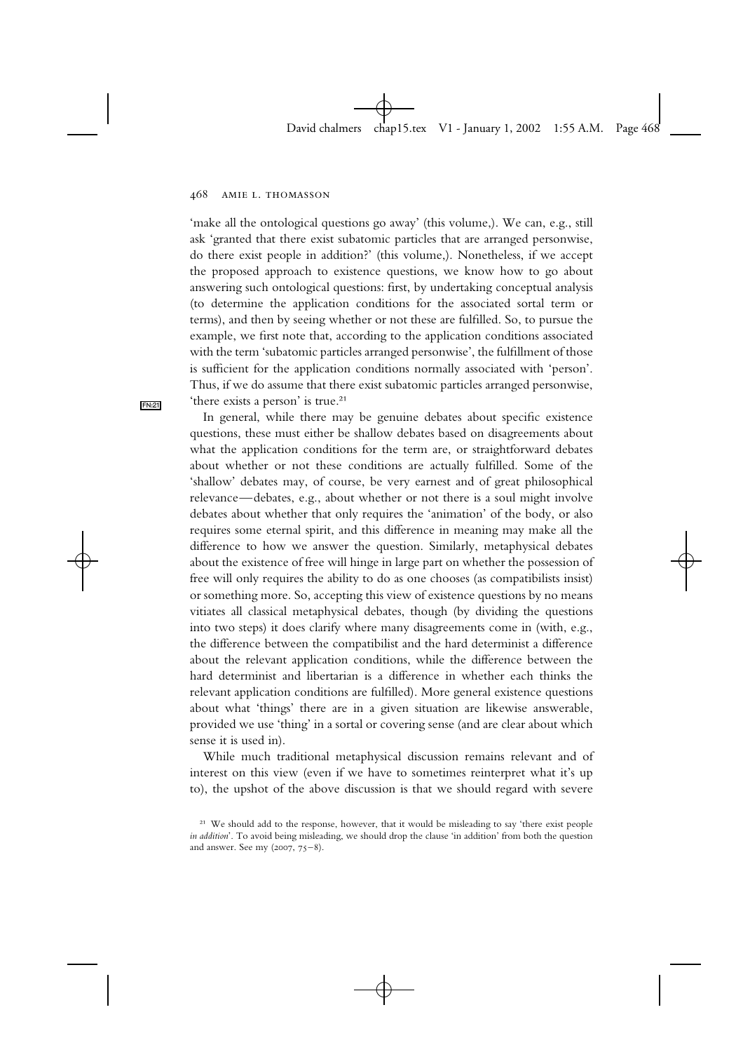'make all the ontological questions go away' (this volume,). We can, e.g., still ask 'granted that there exist subatomic particles that are arranged personwise, do there exist people in addition?' (this volume,). Nonetheless, if we accept the proposed approach to existence questions, we know how to go about answering such ontological questions: first, by undertaking conceptual analysis (to determine the application conditions for the associated sortal term or terms), and then by seeing whether or not these are fulfilled. So, to pursue the example, we first note that, according to the application conditions associated with the term 'subatomic particles arranged personwise', the fulfillment of those is sufficient for the application conditions normally associated with 'person'. Thus, if we do assume that there exist subatomic particles arranged personwise, 'there exists a person' is true.[21]

In general, while there may be genuine debates about specific existence questions, these must either be shallow debates based on disagreements about what the application conditions for the term are, or straightforward debates about whether or not these conditions are actually fulfilled. Some of the 'shallow' debates may, of course, be very earnest and of great philosophical relevance—debates, e.g., about whether or not there is a soul might involve debates about whether that only requires the 'animation' of the body, or also requires some eternal spirit, and this difference in meaning may make all the difference to how we answer the question. Similarly, metaphysical debates about the existence of free will hinge in large part on whether the possession of free will only requires the ability to do as one chooses (as compatibilists insist) or something more. So, accepting this view of existence questions by no means vitiates all classical metaphysical debates, though (by dividing the questions into two steps) it does clarify where many disagreements come in (with, e.g., the difference between the compatibilist and the hard determinist a difference about the relevant application conditions, while the difference between the hard determinist and libertarian is a difference in whether each thinks the relevant application conditions are fulfilled). More general existence questions about what 'things' there are in a given situation are likewise answerable, provided we use 'thing' in a sortal or covering sense (and are clear about which sense it is used in).

While much traditional metaphysical discussion remains relevant and of interest on this view (even if we have to sometimes reinterpret what it's up to), the upshot of the above discussion is that we should regard with severe

[21] We should add to the response, however, that it would be misleading to say 'there exist people *in addition*'. To avoid being misleading, we should drop the clause 'in addition' from both the question and answer. See my (2007, 75–8).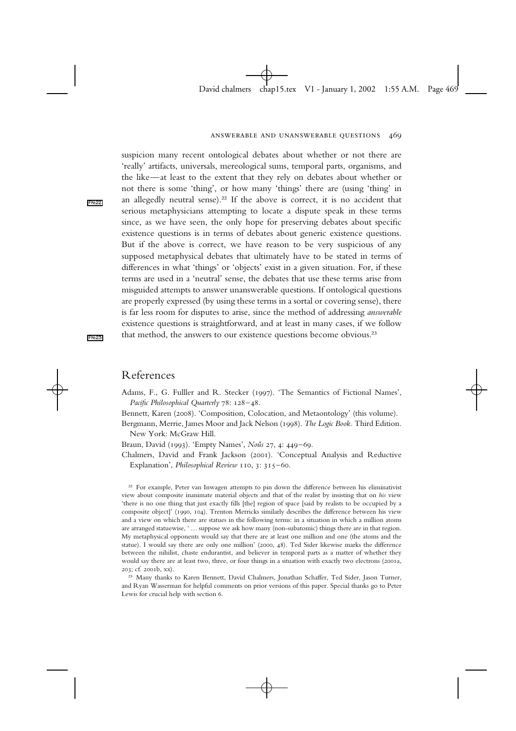suspicion many recent ontological debates about whether or not there are 'really' artifacts, universals, mereological sums, temporal parts, organisms, and the like—at least to the extent that they rely on debates about whether or not there is some 'thing', or how many 'things' there are (using 'thing' in an allegedly neutral sense).[22] If the above is correct, it is no accident that serious metaphysicians attempting to locate a dispute speak in these terms since, as we have seen, the only hope for preserving debates about specific existence questions is in terms of debates about generic existence questions. But if the above is correct, we have reason to be very suspicious of any supposed metaphysical debates that ultimately have to be stated in terms of differences in what 'things' or 'objects' exist in a given situation. For, if these terms are used in a 'neutral' sense, the debates that use these terms arise from misguided attempts to answer unanswerable questions. If ontological questions are properly expressed (by using these terms in a sortal or covering sense), there is far less room for disputes to arise, since the method of addressing *answerable* existence questions is straightforward, and at least in many cases, if we follow that method, the answers to our existence questions become obvious.[23]

## References

Adams, F., G. Fulller and R. Stecker (1997). 'The Semantics of Fictional Names', *Pacific Philosophical Quarterly* 78: 128–48.

Bennett, Karen (2008). 'Composition, Colocation, and Metaontology' (this volume).

Bergmann, Merrie, James Moor and Jack Nelson (1998). *The Logic Book*. Third Edition. New York: McGraw Hill.

Braun, David (1993). 'Empty Names', *Noûs* 27, 4: 449–69.

Chalmers, David and Frank Jackson (2001). 'Conceptual Analysis and Reductive Explanation', *Philosophical Review* 110, 3: 315–60.

[22] For example, Peter van Inwagen attempts to pin down the difference between his eliminativist view about composite inanimate material objects and that of the realist by insisting that on *his* view 'there is no one thing that just exactly fills [the] region of space [said by realists to be occupied by a composite object]' (1990, 104). Trenton Merricks similarly describes the difference between his view and a view on which there are statues in the following terms: in a situation in which a million atoms are arranged statuewise, ' ... suppose we ask how many (non-subatomic) things there are in that region. My metaphysical opponents would say that there are at least one million and one (the atoms and the statue). I would say there are only one million' (2000, 48). Ted Sider likewise marks the difference between the nihilist, chaste endurantist, and believer in temporal parts as a matter of whether they would say there are at least two, three, or four things in a situation with exactly two electrons (2001a, 203; cf. 2001b, xx).

[23] Many thanks to Karen Bennett, David Chalmers, Jonathan Schaffer, Ted Sider, Jason Turner, and Ryan Wasserman for helpful comments on prior versions of this paper. Special thanks go to Peter Lewis for crucial help with section 6.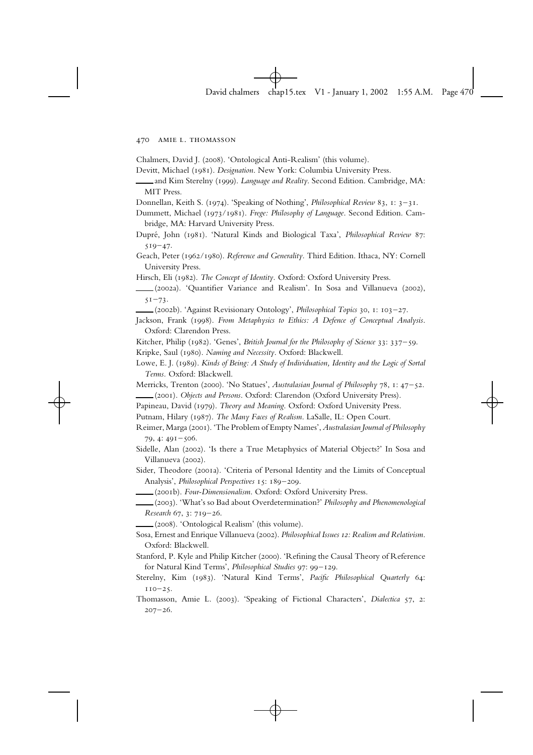Chalmers, David J. (2008). 'Ontological Anti-Realism' (this volume).

Devitt, Michael (1981). *Designation*. New York: Columbia University Press.

____ and Kim Sterelny (1999). *Language and Reality*. Second Edition. Cambridge, MA: MIT Press.

Donnellan, Keith S. (1974). 'Speaking of Nothing', *Philosophical Review* 83, 1: 3–31.

Dummett, Michael (1973/1981). *Frege: Philosophy of Language*. Second Edition. Cambridge, MA: Harvard University Press.

Dupré, John (1981). 'Natural Kinds and Biological Taxa', *Philosophical Review* 87: 519–47.

Geach, Peter (1962/1980). *Reference and Generality*. Third Edition. Ithaca, NY: Cornell University Press.

Hirsch, Eli (1982). *The Concept of Identity*. Oxford: Oxford University Press.

____ (2002a). 'Quantifier Variance and Realism'. In Sosa and Villanueva (2002), 51–73.

____ (2002b). 'Against Revisionary Ontology', *Philosophical Topics* 30, 1: 103–27.

Jackson, Frank (1998). *From Metaphysics to Ethics: A Defence of Conceptual Analysis*. Oxford: Clarendon Press.

Kitcher, Philip (1982). 'Genes', *British Journal for the Philosophy of Science* 33: 337–59.

Kripke, Saul (1980). *Naming and Necessity*. Oxford: Blackwell.

Lowe, E. J. (1989). *Kinds of Being: A Study of Individuation, Identity and the Logic of Sortal Terms*. Oxford: Blackwell.

Merricks, Trenton (2000). 'No Statues', *Australasian Journal of Philosophy* 78, 1: 47–52.

____ (2001). *Objects and Persons*. Oxford: Clarendon (Oxford University Press).

Papineau, David (1979). *Theory and Meaning*. Oxford: Oxford University Press.

Putnam, Hilary (1987). *The Many Faces of Realism*. LaSalle, IL: Open Court.

Reimer, Marga (2001). 'The Problem of Empty Names', *Australasian Journal of Philosophy* 79, 4: 491–506.

Sidelle, Alan (2002). 'Is there a True Metaphysics of Material Objects?' In Sosa and Villanueva (2002).

Sider, Theodore (2001a). 'Criteria of Personal Identity and the Limits of Conceptual Analysis', *Philosophical Perspectives* 15: 189–209.

____ (2001b). *Four-Dimensionalism*. Oxford: Oxford University Press.

____ (2003). 'What's so Bad about Overdetermination?' *Philosophy and Phenomenological Research* 67, 3: 719–26.

____ (2008). 'Ontological Realism' (this volume).

Sosa, Ernest and Enrique Villanueva (2002). *Philosophical Issues 12: Realism and Relativism*. Oxford: Blackwell.

Stanford, P. Kyle and Philip Kitcher (2000). 'Refining the Causal Theory of Reference for Natural Kind Terms', *Philosophical Studies* 97: 99–129.

Sterelny, Kim (1983). 'Natural Kind Terms', *Pacific Philosophical Quarterly* 64: 110–25.

Thomasson, Amie L. (2003). 'Speaking of Fictional Characters', *Dialectica* 57, 2: 207–26.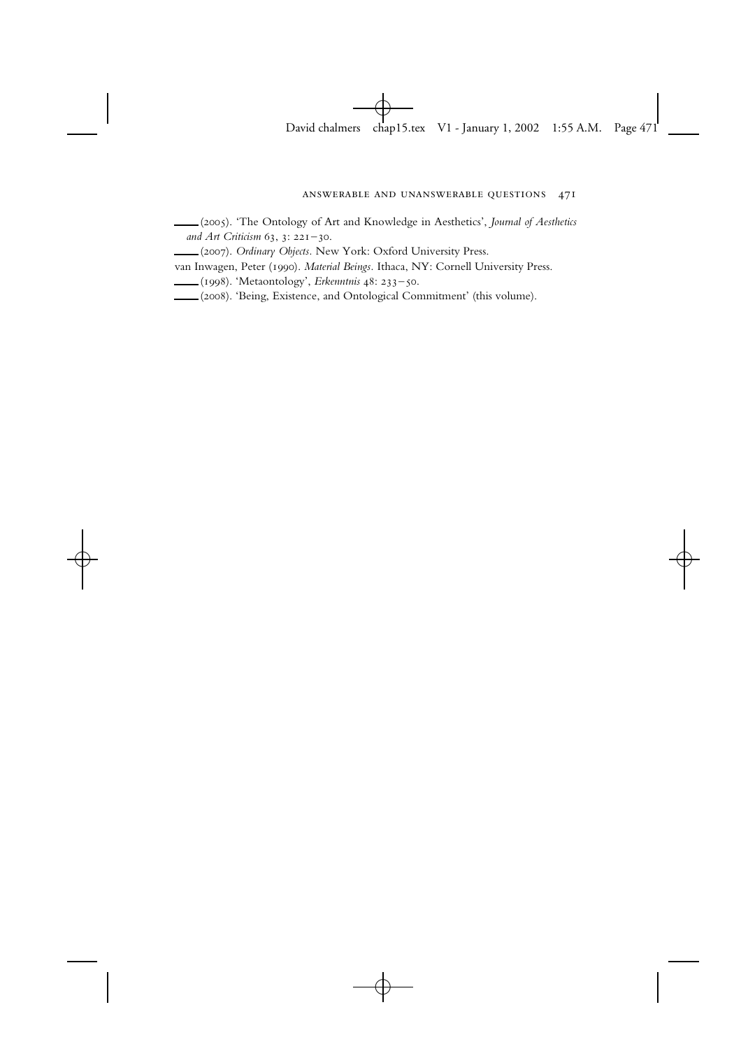____ (2005). 'The Ontology of Art and Knowledge in Aesthetics', *Journal of Aesthetics and Art Criticism* 63, 3: 221–30.

____ (2007). *Ordinary Objects*. New York: Oxford University Press.

van Inwagen, Peter (1990). *Material Beings*. Ithaca, NY: Cornell University Press.

____ (1998). 'Metaontology', *Erkenntnis* 48: 233–50.

____ (2008). 'Being, Existence, and Ontological Commitment' (this volume).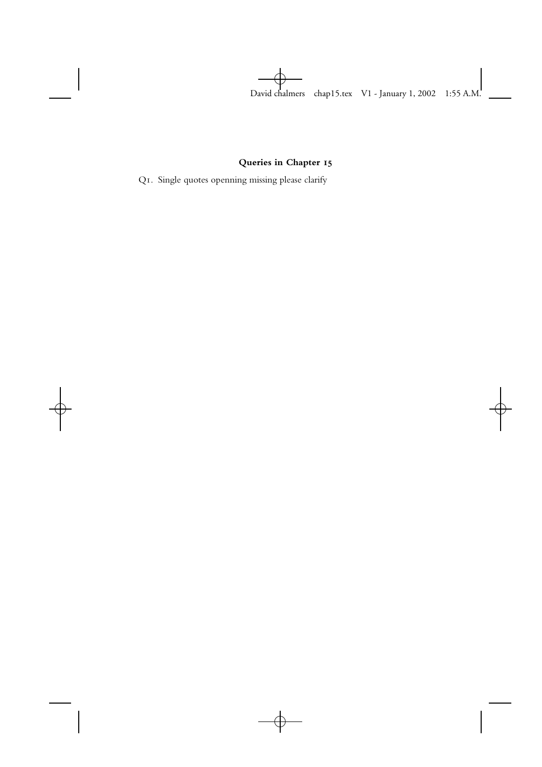## Queries in Chapter 15

Q1. Single quotes openning missing please clarify